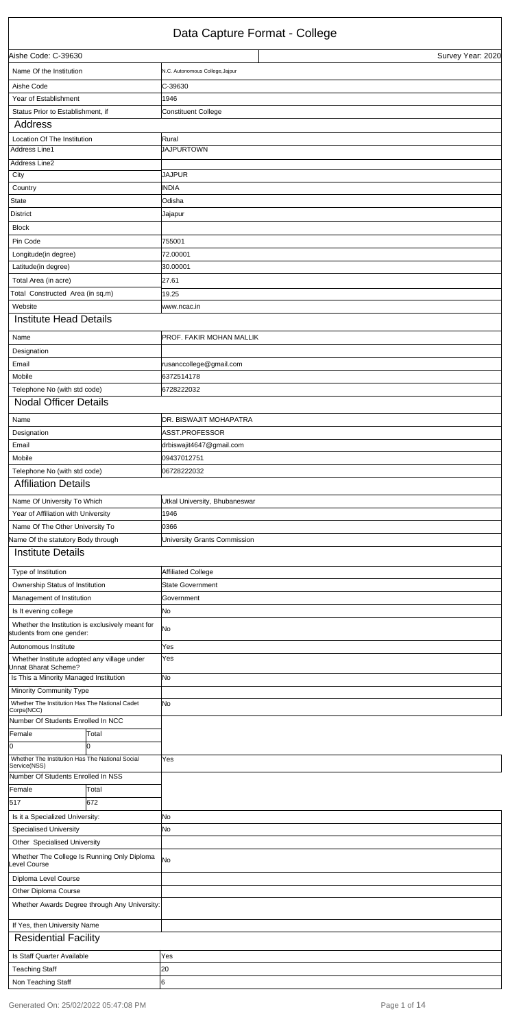# Data Capture Format - College

| Aishe Code: C-39630 | Survey Year: 2020 |
|---|---|

| Field | Value |
|---|---|
| Name Of the Institution | N.C. Autonomous College,Jajpur |
| Aishe Code | C-39630 |
| Year of Establishment | 1946 |
| Status Prior to Establishment, if | Constituent College |

## Address

| Field | Value |
|---|---|
| Location Of The Institution | Rural |
| Address Line1 | JAJPURTOWN |
| Address Line2 | |
| City | JAJPUR |
| Country | INDIA |
| State | Odisha |
| District | Jajapur |
| Block | |
| Pin Code | 755001 |
| Longitude(in degree) | 72.00001 |
| Latitude(in degree) | 30.00001 |
| Total Area (in acre) | 27.61 |
| Total Constructed Area (in sq.m) | 19.25 |
| Website | www.ncac.in |

## Institute Head Details

| Field | Value |
|---|---|
| Name | PROF. FAKIR MOHAN MALLIK |
| Designation | |
| Email | rusanccollege@gmail.com |
| Mobile | 6372514178 |
| Telephone No (with std code) | 6728222032 |

## Nodal Officer Details

| Field | Value |
|---|---|
| Name | DR. BISWAJIT MOHAPATRA |
| Designation | ASST.PROFESSOR |
| Email | drbiswajit4647@gmail.com |
| Mobile | 09437012751 |
| Telephone No (with std code) | 06728222032 |

## Affiliation Details

| Field | Value |
|---|---|
| Name Of University To Which | Utkal University, Bhubaneswar |
| Year of Affiliation with University | 1946 |
| Name Of The Other University To | 0366 |
| Name Of the statutory Body through | University Grants Commission |

## Institute Details

| Field | Value |
|---|---|
| Type of Institution | Affiliated College |
| Ownership Status of Institution | State Government |
| Management of Institution | Government |
| Is It evening college | No |
| Whether the Institution is exclusively meant for students from one gender: | No |
| Autonomous Institute | Yes |
| Whether Institute adopted any village under Unnat Bharat Scheme? | Yes |
| Is This a Minority Managed Institution | No |
| Minority Community Type | |
| Whether The Institution Has The National Cadet Corps(NCC) | No |

Number Of Students Enrolled In NCC

| Female | Total |
|---|---|
| 0 | 0 |

| Field | Value |
|---|---|
| Whether The Institution Has The National Social Service(NSS) | Yes |

Number Of Students Enrolled In NSS

| Female | Total |
|---|---|
| 517 | 672 |

| Field | Value |
|---|---|
| Is it a Specialized University: | No |
| Specialised University | No |
| Other Specialised University | |
| Whether The College Is Running Only Diploma Level Course | No |
| Diploma Level Course | |
| Other Diploma Course | |
| Whether Awards Degree through Any University: | |
| If Yes, then University Name | |

## Residential Facility

| Field | Value |
|---|---|
| Is Staff Quarter Available | Yes |
| Teaching Staff | 20 |
| Non Teaching Staff | 6 |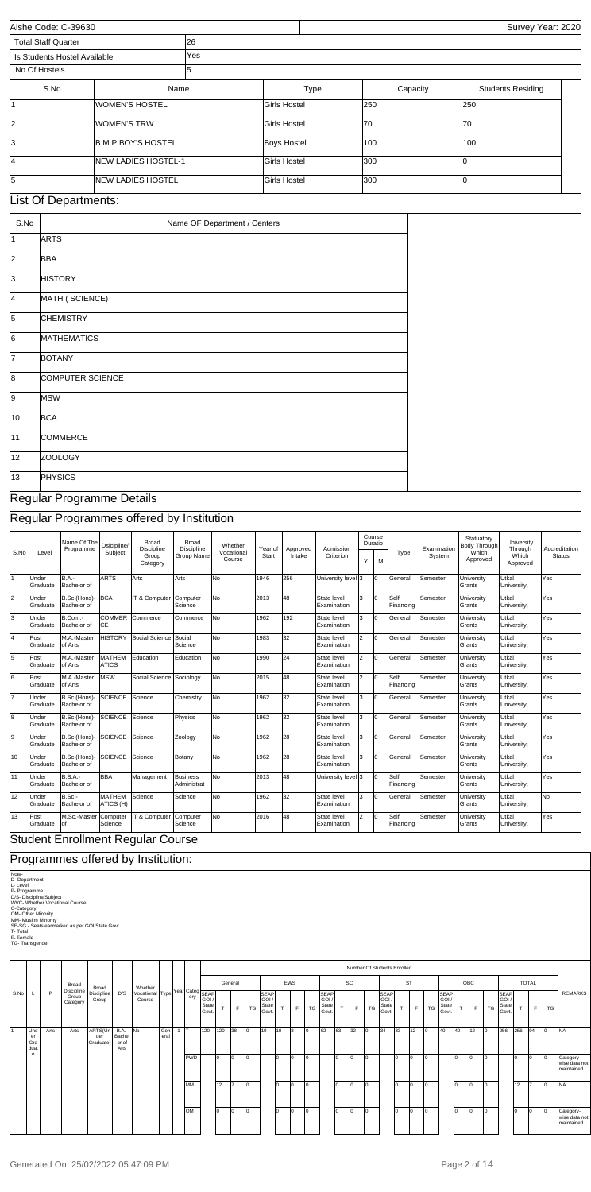Aishe Code: C-39630

Survey Year: 2020

| Total Staff Quarter | 26 |
|---|---|
| Is Students Hostel Available | Yes |
| No Of Hostels | 5 |

| S.No | Name | Type | Capacity | Students Residing |
|---|---|---|---|---|
| 1 | WOMEN'S HOSTEL | Girls Hostel | 250 | 250 |
| 2 | WOMEN'S TRW | Girls Hostel | 70 | 70 |
| 3 | B.M.P BOY'S HOSTEL | Boys Hostel | 100 | 100 |
| 4 | NEW LADIES HOSTEL-1 | Girls Hostel | 300 | 0 |
| 5 | NEW LADIES HOSTEL | Girls Hostel | 300 | 0 |

## List Of Departments:

| S.No | Name OF Department / Centers |
|---|---|
| 1 | ARTS |
| 2 | BBA |
| 3 | HISTORY |
| 4 | MATH ( SCIENCE) |
| 5 | CHEMISTRY |
| 6 | MATHEMATICS |
| 7 | BOTANY |
| 8 | COMPUTER SCIENCE |
| 9 | MSW |
| 10 | BCA |
| 11 | COMMERCE |
| 12 | ZOOLOGY |
| 13 | PHYSICS |

## Regular Programme Details

## Regular Programmes offered by Institution

| S.No | Level | Name Of The Programme | Dsicipline/ Subject | Broad Discipline Group Category | Broad Discipline Group Name | Whether Vocational Course | Year of Start | Approved Intake | Admission Criterion | Course Duration Y | Course Duration M | Type | Examination System | Statuatory Body Through Which Approved | University Through Which Approved | Accreditation Status |
|---|---|---|---|---|---|---|---|---|---|---|---|---|---|---|---|---|
| 1 | Under Graduate | B.A.-Bachelor of | ARTS | Arts | Arts | No | 1946 | 256 | University level | 3 | 0 | General | Semester | University Grants | Utkal University, | Yes |
| 2 | Under Graduate | B.Sc.(Hons)-Bachelor of | BCA | IT & Computer | Computer Science | No | 2013 | 48 | State level Examination | 3 | 0 | Self Financing | Semester | University Grants | Utkal University, | Yes |
| 3 | Under Graduate | B.Com.-Bachelor of | COMMERCE | Commerce | Commerce | No | 1962 | 192 | State level Examination | 3 | 0 | General | Semester | University Grants | Utkal University, | Yes |
| 4 | Post Graduate | M.A.-Master of Arts | HISTORY | Social Science | Social Science | No | 1983 | 32 | State level Examination | 2 | 0 | General | Semester | University Grants | Utkal University, | Yes |
| 5 | Post Graduate | M.A.-Master of Arts | MATHEMATICS | Education | Education | No | 1990 | 24 | State level Examination | 2 | 0 | General | Semester | University Grants | Utkal University, | Yes |
| 6 | Post Graduate | M.A.-Master of Arts | MSW | Social Science | Sociology | No | 2015 | 48 | State level Examination | 2 | 0 | Self Financing | Semester | University Grants | Utkal University, | Yes |
| 7 | Under Graduate | B.Sc.(Hons)-Bachelor of | SCIENCE | Science | Chemistry | No | 1962 | 32 | State level Examination | 3 | 0 | General | Semester | University Grants | Utkal University, | Yes |
| 8 | Under Graduate | B.Sc.(Hons)-Bachelor of | SCIENCE | Science | Physics | No | 1962 | 32 | State level Examination | 3 | 0 | General | Semester | University Grants | Utkal University, | Yes |
| 9 | Under Graduate | B.Sc.(Hons)-Bachelor of | SCIENCE | Science | Zoology | No | 1962 | 28 | State level Examination | 3 | 0 | General | Semester | University Grants | Utkal University, | Yes |
| 10 | Under Graduate | B.Sc.(Hons)-Bachelor of | SCIENCE | Science | Botany | No | 1962 | 28 | State level Examination | 3 | 0 | General | Semester | University Grants | Utkal University, | Yes |
| 11 | Under Graduate | B.B.A.-Bachelor of | BBA | Management | Business Administrat | No | 2013 | 48 | University level | 3 | 0 | Self Financing | Semester | University Grants | Utkal University, | Yes |
| 12 | Under Graduate | B.Sc.-Bachelor of | MATHEMATICS | Science | Science | No | 1962 | 32 | State level Examination | 3 | 0 | General | Semester | University Grants | Utkal University, | No |
| 13 | Post Graduate | M.Sc.-Master of | Computer Science | IT & Computer | Computer Science | No | 2016 | 48 | State level Examination | 2 | 0 | Self Financing | Semester | University Grants | Utkal University, | Yes |

## Student Enrollment Regular Course

## Programmes offered by Institution:

Note-
D- Department
L- Level
P- Programme
D/S- Discipline/Subject
WVC- Whether Vocational Course
C-Category
OM- Other Minority
MM- Muslim Minority
SE-SG - Seats earmarked as per GOI/State Govt.
T- Total
F- Female
TG- Transgender

Number Of Students Enrolled

| S.No | L | P | Broad Discipline Group Category | Broad Discipline Group | D/S | Whether Vocational Course | Type | Year | Category | General SEAP GOI / State Govt. | General T | General F | General TG | EWS SEAP GOI / State Govt. | EWS T | EWS F | EWS TG | SC SEAP GOI / State Govt. | SC T | SC F | SC TG | ST SEAP GOI / State Govt. | ST T | ST F | ST TG | OBC SEAP GOI / State Govt. | OBC T | OBC F | OBC TG | TOTAL SEAP GOI / State Govt. | TOTAL T | TOTAL F | TOTAL TG | REMARKS |
|---|---|---|---|---|---|---|---|---|---|---|---|---|---|---|---|---|---|---|---|---|---|---|---|---|---|---|---|---|---|---|---|---|---|---|
| 1 | Under Graduate | Arts | Arts | ARTS(Under Graduate) | B.A.-Bachelor of Arts | No | General | 1 | T | 120 | 120 | 38 | 0 | 10 | 10 | 8 | 0 | 62 | 63 | 32 | 0 | 34 | 33 | 12 | 0 | 40 | 40 | 12 | 0 | 256 | 256 | 94 | 0 | NA |
| | | | | | | | | | PWD | | 0 | 0 | 0 | | 0 | 0 | 0 | | 0 | 0 | 0 | | 0 | 0 | 0 | | 0 | 0 | 0 | | 0 | 0 | 0 | Category-wise data not maintained |
| | | | | | | | | | MM | | 12 | 7 | 0 | | 0 | 0 | 0 | | 0 | 0 | 0 | | 0 | 0 | 0 | | 0 | 0 | 0 | | 12 | 7 | 0 | NA |
| | | | | | | | | | OM | | 0 | 0 | 0 | | 0 | 0 | 0 | | 0 | 0 | 0 | | 0 | 0 | 0 | | 0 | 0 | 0 | | 0 | 0 | 0 | Category-wise data not maintained |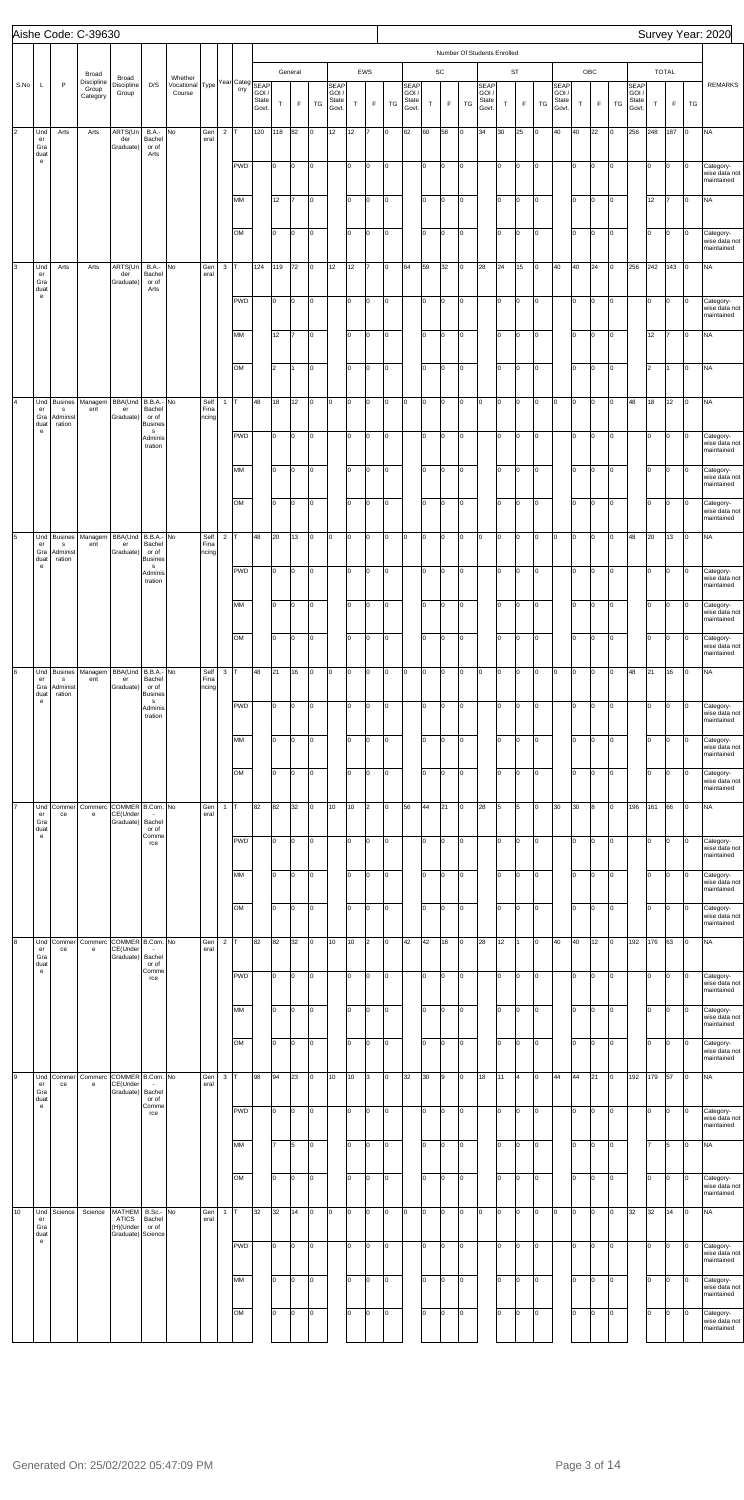Aishe Code: C-39630

Survey Year: 2020

| S.No | L | P | Broad Discipline Group Category | Broad Discipline Group | D/S | Whether Vocational Course | Type | Year | Category | General SEAP GOI / State Govt. | General T | General F | General TG | EWS SEAP GOI / State Govt. | EWS T | EWS F | EWS TG | SC SEAP GOI / State Govt. | SC T | SC F | SC TG | ST SEAP GOI / State Govt. | ST T | ST F | ST TG | OBC SEAP GOI / State Govt. | OBC T | OBC F | OBC TG | TOTAL SEAP GOI / State Govt. | TOTAL T | TOTAL F | TOTAL TG | REMARKS |
|---|---|---|---|---|---|---|---|---|---|---|---|---|---|---|---|---|---|---|---|---|---|---|---|---|---|---|---|---|---|---|---|---|---|---|
| 2 | Under Graduate | Arts | Arts | ARTS(Under Graduate) | B.A.-Bachelor of Arts | No | General | 2 | T | 120 | 118 | 82 | 0 | 12 | 12 | 7 | 0 | 62 | 60 | 58 | 0 | 34 | 30 | 25 | 0 | 40 | 40 | 22 | 0 | 256 | 248 | 187 | 0 | NA |
| | | | | | | | | | PWD | | 0 | 0 | 0 | | 0 | 0 | 0 | | 0 | 0 | 0 | | 0 | 0 | 0 | | 0 | 0 | 0 | | 0 | 0 | 0 | Category-wise data not maintained |
| | | | | | | | | | MM | | 12 | 7 | 0 | | 0 | 0 | 0 | | 0 | 0 | 0 | | 0 | 0 | 0 | | 0 | 0 | 0 | | 12 | 7 | 0 | NA |
| | | | | | | | | | OM | | 0 | 0 | 0 | | 0 | 0 | 0 | | 0 | 0 | 0 | | 0 | 0 | 0 | | 0 | 0 | 0 | | 0 | 0 | 0 | Category-wise data not maintained |
| 3 | Under Graduate | Arts | Arts | ARTS(Under Graduate) | B.A.-Bachelor of Arts | No | General | 3 | T | 124 | 119 | 72 | 0 | 12 | 12 | 7 | 0 | 64 | 59 | 32 | 0 | 28 | 24 | 15 | 0 | 40 | 40 | 24 | 0 | 256 | 242 | 143 | 0 | NA |
| | | | | | | | | | PWD | | 0 | 0 | 0 | | 0 | 0 | 0 | | 0 | 0 | 0 | | 0 | 0 | 0 | | 0 | 0 | 0 | | 0 | 0 | 0 | Category-wise data not maintained |
| | | | | | | | | | MM | | 12 | 7 | 0 | | 0 | 0 | 0 | | 0 | 0 | 0 | | 0 | 0 | 0 | | 0 | 0 | 0 | | 12 | 7 | 0 | NA |
| | | | | | | | | | OM | | 2 | 1 | 0 | | 0 | 0 | 0 | | 0 | 0 | 0 | | 0 | 0 | 0 | | 0 | 0 | 0 | | 2 | 1 | 0 | NA |
| 4 | Under Graduate | Business Administration | Management | BBA(Under Graduate) | B.B.A.-Bachelor of Business Administration | No | Self Financing | 1 | T | 48 | 18 | 12 | 0 | 0 | 0 | 0 | 0 | 0 | 0 | 0 | 0 | 0 | 0 | 0 | 0 | 0 | 0 | 0 | 0 | 48 | 18 | 12 | 0 | NA |
| | | | | | | | | | PWD | | 0 | 0 | 0 | | 0 | 0 | 0 | | 0 | 0 | 0 | | 0 | 0 | 0 | | 0 | 0 | 0 | | 0 | 0 | 0 | Category-wise data not maintained |
| | | | | | | | | | MM | | 0 | 0 | 0 | | 0 | 0 | 0 | | 0 | 0 | 0 | | 0 | 0 | 0 | | 0 | 0 | 0 | | 0 | 0 | 0 | Category-wise data not maintained |
| | | | | | | | | | OM | | 0 | 0 | 0 | | 0 | 0 | 0 | | 0 | 0 | 0 | | 0 | 0 | 0 | | 0 | 0 | 0 | | 0 | 0 | 0 | Category-wise data not maintained |
| 5 | Under Graduate | Business Administration | Management | BBA(Under Graduate) | B.B.A.-Bachelor of Business Administration | No | Self Financing | 2 | T | 48 | 20 | 13 | 0 | 0 | 0 | 0 | 0 | 0 | 0 | 0 | 0 | 0 | 0 | 0 | 0 | 0 | 0 | 0 | 0 | 48 | 20 | 13 | 0 | NA |
| | | | | | | | | | PWD | | 0 | 0 | 0 | | 0 | 0 | 0 | | 0 | 0 | 0 | | 0 | 0 | 0 | | 0 | 0 | 0 | | 0 | 0 | 0 | Category-wise data not maintained |
| | | | | | | | | | MM | | 0 | 0 | 0 | | 0 | 0 | 0 | | 0 | 0 | 0 | | 0 | 0 | 0 | | 0 | 0 | 0 | | 0 | 0 | 0 | Category-wise data not maintained |
| | | | | | | | | | OM | | 0 | 0 | 0 | | 0 | 0 | 0 | | 0 | 0 | 0 | | 0 | 0 | 0 | | 0 | 0 | 0 | | 0 | 0 | 0 | Category-wise data not maintained |
| 6 | Under Graduate | Business Administration | Management | BBA(Under Graduate) | B.B.A.-Bachelor of Business Administration | No | Self Financing | 3 | T | 48 | 21 | 16 | 0 | 0 | 0 | 0 | 0 | 0 | 0 | 0 | 0 | 0 | 0 | 0 | 0 | 0 | 0 | 0 | 0 | 48 | 21 | 16 | 0 | NA |
| | | | | | | | | | PWD | | 0 | 0 | 0 | | 0 | 0 | 0 | | 0 | 0 | 0 | | 0 | 0 | 0 | | 0 | 0 | 0 | | 0 | 0 | 0 | Category-wise data not maintained |
| | | | | | | | | | MM | | 0 | 0 | 0 | | 0 | 0 | 0 | | 0 | 0 | 0 | | 0 | 0 | 0 | | 0 | 0 | 0 | | 0 | 0 | 0 | Category-wise data not maintained |
| | | | | | | | | | OM | | 0 | 0 | 0 | | 0 | 0 | 0 | | 0 | 0 | 0 | | 0 | 0 | 0 | | 0 | 0 | 0 | | 0 | 0 | 0 | Category-wise data not maintained |
| 7 | Under Graduate | Commerce | Commerce | COMMERCE(Under Graduate) | B.Com.-Bachelor of Commerce | No | General | 1 | T | 82 | 82 | 32 | 0 | 10 | 10 | 2 | 0 | 56 | 44 | 21 | 0 | 28 | 5 | 5 | 0 | 30 | 30 | 8 | 0 | 196 | 161 | 66 | 0 | NA |
| | | | | | | | | | PWD | | 0 | 0 | 0 | | 0 | 0 | 0 | | 0 | 0 | 0 | | 0 | 0 | 0 | | 0 | 0 | 0 | | 0 | 0 | 0 | Category-wise data not maintained |
| | | | | | | | | | MM | | 0 | 0 | 0 | | 0 | 0 | 0 | | 0 | 0 | 0 | | 0 | 0 | 0 | | 0 | 0 | 0 | | 0 | 0 | 0 | Category-wise data not maintained |
| | | | | | | | | | OM | | 0 | 0 | 0 | | 0 | 0 | 0 | | 0 | 0 | 0 | | 0 | 0 | 0 | | 0 | 0 | 0 | | 0 | 0 | 0 | Category-wise data not maintained |
| 8 | Under Graduate | Commerce | Commerce | COMMERCE(Under Graduate) | B.Com.-Bachelor of Commerce | No | General | 2 | T | 82 | 82 | 32 | 0 | 10 | 10 | 2 | 0 | 42 | 42 | 18 | 0 | 28 | 12 | 1 | 0 | 40 | 40 | 12 | 0 | 192 | 176 | 63 | 0 | NA |
| | | | | | | | | | PWD | | 0 | 0 | 0 | | 0 | 0 | 0 | | 0 | 0 | 0 | | 0 | 0 | 0 | | 0 | 0 | 0 | | 0 | 0 | 0 | Category-wise data not maintained |
| | | | | | | | | | MM | | 0 | 0 | 0 | | 0 | 0 | 0 | | 0 | 0 | 0 | | 0 | 0 | 0 | | 0 | 0 | 0 | | 0 | 0 | 0 | Category-wise data not maintained |
| | | | | | | | | | OM | | 0 | 0 | 0 | | 0 | 0 | 0 | | 0 | 0 | 0 | | 0 | 0 | 0 | | 0 | 0 | 0 | | 0 | 0 | 0 | Category-wise data not maintained |
| 9 | Under Graduate | Commerce | Commerce | COMMERCE(Under Graduate) | B.Com.-Bachelor of Commerce | No | General | 3 | T | 98 | 94 | 23 | 0 | 10 | 10 | 3 | 0 | 32 | 30 | 9 | 0 | 18 | 11 | 4 | 0 | 44 | 44 | 21 | 0 | 192 | 179 | 57 | 0 | NA |
| | | | | | | | | | PWD | | 0 | 0 | 0 | | 0 | 0 | 0 | | 0 | 0 | 0 | | 0 | 0 | 0 | | 0 | 0 | 0 | | 0 | 0 | 0 | Category-wise data not maintained |
| | | | | | | | | | MM | | 7 | 5 | 0 | | 0 | 0 | 0 | | 0 | 0 | 0 | | 0 | 0 | 0 | | 0 | 0 | 0 | | 7 | 5 | 0 | NA |
| | | | | | | | | | OM | | 0 | 0 | 0 | | 0 | 0 | 0 | | 0 | 0 | 0 | | 0 | 0 | 0 | | 0 | 0 | 0 | | 0 | 0 | 0 | Category-wise data not maintained |
| 10 | Under Graduate | Science | Science | MATHEMATICS (H)(Under Graduate) | B.Sc.-Bachelor of Science | No | General | 1 | T | 32 | 32 | 14 | 0 | 0 | 0 | 0 | 0 | 0 | 0 | 0 | 0 | 0 | 0 | 0 | 0 | 0 | 0 | 0 | 0 | 32 | 32 | 14 | 0 | NA |
| | | | | | | | | | PWD | | 0 | 0 | 0 | | 0 | 0 | 0 | | 0 | 0 | 0 | | 0 | 0 | 0 | | 0 | 0 | 0 | | 0 | 0 | 0 | Category-wise data not maintained |
| | | | | | | | | | MM | | 0 | 0 | 0 | | 0 | 0 | 0 | | 0 | 0 | 0 | | 0 | 0 | 0 | | 0 | 0 | 0 | | 0 | 0 | 0 | Category-wise data not maintained |
| | | | | | | | | | OM | | 0 | 0 | 0 | | 0 | 0 | 0 | | 0 | 0 | 0 | | 0 | 0 | 0 | | 0 | 0 | 0 | | 0 | 0 | 0 | Category-wise data not maintained |

Generated On: 25/02/2022 05:47:09 PM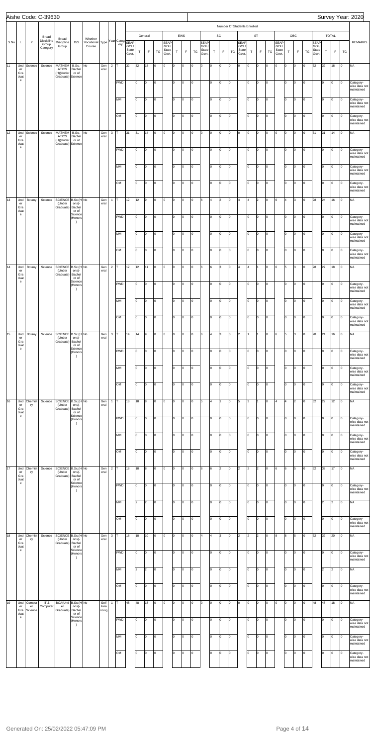Aishe Code: C-39630

Survey Year: 2020

| S.No | L | P | Broad Discipline Group Category | Broad Discipline Group | D/S | Whether Vocational Course | Type | Year | Category | General | | | | | EWS | | | | | SC | | | | | ST | | | | | OBC | | | | | TOTAL | | | | REMARKS |
|---|---|---|---|---|---|---|---|---|---|---|---|---|---|---|---|---|---|---|---|---|---|---|---|---|---|---|---|---|---|---|---|---|---|---|---|---|---|---|---|
| | | | | | | | | | | SEAP GOI / State Govt. | T | F | TG | SEAP GOI / State Govt. | T | F | TG | SEAP GOI / State Govt. | T | F | TG | SEAP GOI / State Govt. | T | F | TG | SEAP GOI / State Govt. | T | F | TG | SEAP GOI / State Govt. | T | F | TG | | | | | |
| 11 | Under Graduate | Science | Science | MATHEMATICS (H)(Under Graduate) | B.Sc.-Bachelor of Science | No | General | 2 | T | 32 | 32 | 18 | 0 | 0 | 0 | 0 | 0 | 0 | 0 | 0 | 0 | 0 | 0 | 0 | 0 | 0 | 0 | 0 | 0 | 32 | 32 | 18 | 0 | NA |
| | | | | | | | | | PWD | | 0 | 0 | 0 | | 0 | 0 | 0 | | 0 | 0 | 0 | | 0 | 0 | 0 | | 0 | 0 | 0 | | 0 | 0 | 0 | Category-wise data not maintained |
| | | | | | | | | | MM | | 0 | 0 | 0 | | 0 | 0 | 0 | | 0 | 0 | 0 | | 0 | 0 | 0 | | 0 | 0 | 0 | | 0 | 0 | 0 | Category-wise data not maintained |
| | | | | | | | | | OM | | 0 | 0 | 0 | | 0 | 0 | 0 | | 0 | 0 | 0 | | 0 | 0 | 0 | | 0 | 0 | 0 | | 0 | 0 | 0 | Category-wise data not maintained |
| 12 | Under Graduate | Science | Science | MATHEMATICS (H)(Under Graduate) | B.Sc.-Bachelor of Science | No | General | 3 | T | 31 | 31 | 14 | 0 | 0 | 0 | 0 | 0 | 0 | 0 | 0 | 0 | 0 | 0 | 0 | 0 | 0 | 0 | 0 | 0 | 31 | 31 | 14 | 0 | NA |
| | | | | | | | | | PWD | | 0 | 0 | 0 | | 0 | 0 | 0 | | 0 | 0 | 0 | | 0 | 0 | 0 | | 0 | 0 | 0 | | 0 | 0 | 0 | Category-wise data not maintained |
| | | | | | | | | | MM | | 0 | 0 | 0 | | 0 | 0 | 0 | | 0 | 0 | 0 | | 0 | 0 | 0 | | 0 | 0 | 0 | | 0 | 0 | 0 | Category-wise data not maintained |
| | | | | | | | | | OM | | 0 | 0 | 0 | | 0 | 0 | 0 | | 0 | 0 | 0 | | 0 | 0 | 0 | | 0 | 0 | 0 | | 0 | 0 | 0 | Category-wise data not maintained |
| 13 | Under Graduate | Botany | Science | SCIENCE (Under Graduate) | B.Sc.(Hons)-Bachelor of Science (Honors) | No | General | 1 | T | 12 | 12 | 9 | 0 | 0 | 0 | 0 | 0 | 6 | 4 | 2 | 0 | 4 | 4 | 2 | 0 | 6 | 4 | 3 | 0 | 28 | 24 | 16 | 0 | NA |
| | | | | | | | | | PWD | | 0 | 0 | 0 | | 0 | 0 | 0 | | 0 | 0 | 0 | | 0 | 0 | 0 | | 0 | 0 | 0 | | 0 | 0 | 0 | Category-wise data not maintained |
| | | | | | | | | | MM | | 0 | 0 | 0 | | 0 | 0 | 0 | | 0 | 0 | 0 | | 0 | 0 | 0 | | 0 | 0 | 0 | | 0 | 0 | 0 | Category-wise data not maintained |
| | | | | | | | | | OM | | 0 | 0 | 0 | | 0 | 0 | 0 | | 0 | 0 | 0 | | 0 | 0 | 0 | | 0 | 0 | 0 | | 0 | 0 | 0 | Category-wise data not maintained |
| 14 | Under Graduate | Botany | Science | SCIENCE (Under Graduate) | B.Sc.(Hons)-Bachelor of Science (Honors) | No | General | 2 | T | 12 | 12 | 11 | 0 | 0 | 0 | 0 | 0 | 6 | 6 | 3 | 0 | 4 | 4 | 1 | 0 | 6 | 5 | 3 | 0 | 28 | 27 | 18 | 0 | NA |
| | | | | | | | | | PWD | | 0 | 0 | 0 | | 0 | 0 | 0 | | 0 | 0 | 0 | | 0 | 0 | 0 | | 0 | 0 | 0 | | 0 | 0 | 0 | Category-wise data not maintained |
| | | | | | | | | | MM | | 0 | 0 | 0 | | 0 | 0 | 0 | | 0 | 0 | 0 | | 0 | 0 | 0 | | 0 | 0 | 0 | | 0 | 0 | 0 | Category-wise data not maintained |
| | | | | | | | | | OM | | 0 | 0 | 0 | | 0 | 0 | 0 | | 0 | 0 | 0 | | 0 | 0 | 0 | | 0 | 0 | 0 | | 0 | 0 | 0 | Category-wise data not maintained |
| 15 | Under Graduate | Botany | Science | SCIENCE (Under Graduate) | B.Sc.(Hons)-Bachelor of Science (Honors) | No | General | 3 | T | 14 | 14 | 9 | 0 | 0 | 0 | 0 | 0 | 6 | 4 | 3 | 0 | 2 | 1 | 1 | 0 | 6 | 5 | 3 | 0 | 28 | 24 | 16 | 0 | NA |
| | | | | | | | | | PWD | | 0 | 0 | 0 | | 0 | 0 | 0 | | 0 | 0 | 0 | | 0 | 0 | 0 | | 0 | 0 | 0 | | 0 | 0 | 0 | Category-wise data not maintained |
| | | | | | | | | | MM | | 0 | 0 | 0 | | 0 | 0 | 0 | | 0 | 0 | 0 | | 0 | 0 | 0 | | 0 | 0 | 0 | | 0 | 0 | 0 | Category-wise data not maintained |
| | | | | | | | | | OM | | 0 | 0 | 0 | | 0 | 0 | 0 | | 0 | 0 | 0 | | 0 | 0 | 0 | | 0 | 0 | 0 | | 0 | 0 | 0 | Category-wise data not maintained |
| 16 | Under Graduate | Chemistry | Science | SCIENCE (Under Graduate) | B.Sc.(Hons)-Bachelor of Science (Honors) | No | General | 1 | T | 18 | 18 | 8 | 0 | 0 | 0 | 0 | 0 | 5 | 4 | 1 | 0 | 5 | 3 | 1 | 0 | 4 | 4 | 2 | 0 | 32 | 29 | 12 | 0 | NA |
| | | | | | | | | | PWD | | 0 | 0 | 0 | | 0 | 0 | 0 | | 0 | 0 | 0 | | 0 | 0 | 0 | | 0 | 0 | 0 | | 0 | 0 | 0 | Category-wise data not maintained |
| | | | | | | | | | MM | | 0 | 0 | 0 | | 0 | 0 | 0 | | 0 | 0 | 0 | | 0 | 0 | 0 | | 0 | 0 | 0 | | 0 | 0 | 0 | Category-wise data not maintained |
| | | | | | | | | | OM | | 0 | 0 | 0 | | 0 | 0 | 0 | | 0 | 0 | 0 | | 0 | 0 | 0 | | 0 | 0 | 0 | | 0 | 0 | 0 | Category-wise data not maintained |
| 17 | Under Graduate | Chemistry | Science | SCIENCE (Under Graduate) | B.Sc.(Hons)-Bachelor of Science (Honors) | No | General | 2 | T | 18 | 18 | 8 | 0 | 0 | 0 | 0 | 0 | 6 | 6 | 2 | 0 | 2 | 2 | 2 | 0 | 6 | 6 | 5 | 0 | 32 | 32 | 17 | 0 | NA |
| | | | | | | | | | PWD | | 0 | 0 | 0 | | 0 | 0 | 0 | | 0 | 0 | 0 | | 0 | 0 | 0 | | 0 | 0 | 0 | | 0 | 0 | 0 | Category-wise data not maintained |
| | | | | | | | | | MM | | 2 | 2 | 0 | | 0 | 0 | 0 | | 0 | 0 | 0 | | 0 | 0 | 0 | | 0 | 0 | 0 | | 2 | 2 | 0 | NA |
| | | | | | | | | | OM | | 0 | 0 | 0 | | 0 | 0 | 0 | | 0 | 0 | 0 | | 0 | 0 | 0 | | 0 | 0 | 0 | | 0 | 0 | 0 | Category-wise data not maintained |
| 18 | Under Graduate | Chemistry | Science | SCIENCE (Under Graduate) | B.Sc.(Hons)-Bachelor of Science (Honors) | No | General | 3 | T | 18 | 18 | 10 | 0 | 0 | 0 | 0 | 0 | 4 | 4 | 3 | 0 | 2 | 2 | 2 | 0 | 8 | 8 | 5 | 0 | 32 | 32 | 20 | 0 | NA |
| | | | | | | | | | PWD | | 0 | 0 | 0 | | 0 | 0 | 0 | | 0 | 0 | 0 | | 0 | 0 | 0 | | 0 | 0 | 0 | | 0 | 0 | 0 | Category-wise data not maintained |
| | | | | | | | | | MM | | 2 | 2 | 0 | | 0 | 0 | 0 | | 0 | 0 | 0 | | 0 | 0 | 0 | | 0 | 0 | 0 | | 2 | 2 | 0 | NA |
| | | | | | | | | | OM | | 0 | 0 | 0 | | 0 | 0 | 0 | | 0 | 0 | 0 | | 0 | 0 | 0 | | 0 | 0 | 0 | | 0 | 0 | 0 | Category-wise data not maintained |
| 19 | Under Graduate | Computer Science | IT & Computer | BCA(Under Graduate) | B.Sc.(Hons)-Bachelor of Science (Honors) | No | Self Financing | 1 | T | 48 | 48 | 18 | 0 | 0 | 0 | 0 | 0 | 0 | 0 | 0 | 0 | 0 | 0 | 0 | 0 | 0 | 0 | 0 | 0 | 48 | 48 | 18 | 0 | NA |
| | | | | | | | | | PWD | | 0 | 0 | 0 | | 0 | 0 | 0 | | 0 | 0 | 0 | | 0 | 0 | 0 | | 0 | 0 | 0 | | 0 | 0 | 0 | Category-wise data not maintained |
| | | | | | | | | | MM | | 0 | 0 | 0 | | 0 | 0 | 0 | | 0 | 0 | 0 | | 0 | 0 | 0 | | 0 | 0 | 0 | | 0 | 0 | 0 | Category-wise data not maintained |
| | | | | | | | | | OM | | 0 | 0 | 0 | | 0 | 0 | 0 | | 0 | 0 | 0 | | 0 | 0 | 0 | | 0 | 0 | 0 | | 0 | 0 | 0 | Category-wise data not maintained |

Generated On: 25/02/2022 05:47:09 PM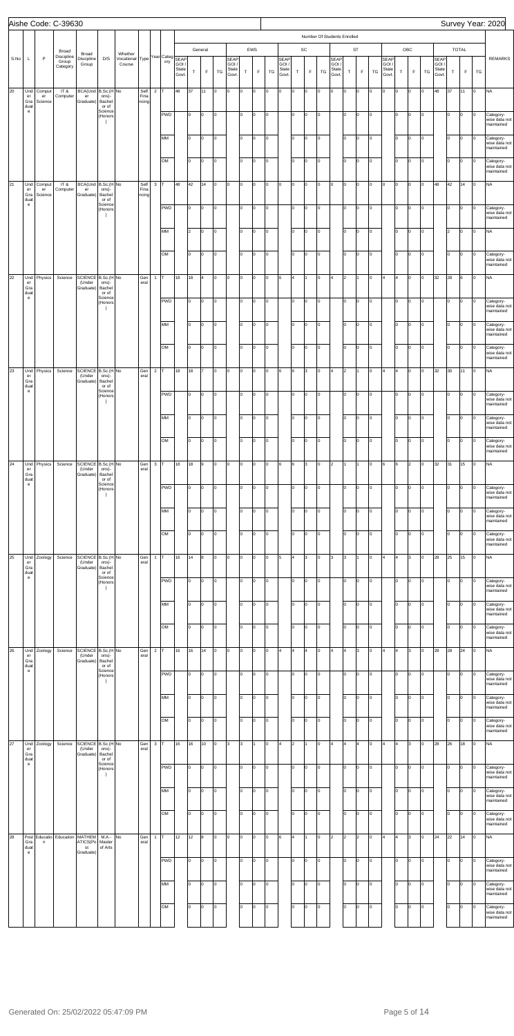Aishe Code: C-39630

Survey Year: 2020

| S.No | L | P | Broad Discipline Group Category | Broad Discipline Group | D/S | Whether Vocational Course | Type | Year | Category | General SEAP GOI / State Govt. | General T | General F | General TG | EWS SEAP GOI / State Govt. | EWS T | EWS F | EWS TG | SC SEAP GOI / State Govt. | SC T | SC F | SC TG | ST SEAP GOI / State Govt. | ST T | ST F | ST TG | OBC SEAP GOI / State Govt. | OBC T | OBC F | OBC TG | TOTAL SEAP GOI / State Govt. | TOTAL T | TOTAL F | TOTAL TG | REMARKS |
|---|---|---|---|---|---|---|---|---|---|---|---|---|---|---|---|---|---|---|---|---|---|---|---|---|---|---|---|---|---|---|---|---|---|---|
| 20 | Under Graduate | Computer Science | IT & Computer | BCA(Under Graduate) | B.Sc.(Honors)- Bachelor of Science (Honors) | No | Self Financing | 2 | T | 48 | 37 | 11 | 0 | 0 | 0 | 0 | 0 | 0 | 0 | 0 | 0 | 0 | 0 | 0 | 0 | 0 | 0 | 0 | 0 | 48 | 37 | 11 | 0 | NA |
| | | | | | | | | | PWD | | 0 | 0 | 0 | | 0 | 0 | 0 | | 0 | 0 | 0 | | 0 | 0 | 0 | | 0 | 0 | 0 | | 0 | 0 | 0 | Category-wise data not maintained |
| | | | | | | | | | MM | | 0 | 0 | 0 | | 0 | 0 | 0 | | 0 | 0 | 0 | | 0 | 0 | 0 | | 0 | 0 | 0 | | 0 | 0 | 0 | Category-wise data not maintained |
| | | | | | | | | | OM | | 0 | 0 | 0 | | 0 | 0 | 0 | | 0 | 0 | 0 | | 0 | 0 | 0 | | 0 | 0 | 0 | | 0 | 0 | 0 | Category-wise data not maintained |
| 21 | Under Graduate | Computer Science | IT & Computer | BCA(Under Graduate) | B.Sc.(Honors)- Bachelor of Science (Honors) | No | Self Financing | 3 | T | 48 | 42 | 14 | 0 | 0 | 0 | 0 | 0 | 0 | 0 | 0 | 0 | 0 | 0 | 0 | 0 | 0 | 0 | 0 | 0 | 48 | 42 | 14 | 0 | NA |
| | | | | | | | | | PWD | | 0 | 0 | 0 | | 0 | 0 | 0 | | 0 | 0 | 0 | | 0 | 0 | 0 | | 0 | 0 | 0 | | 0 | 0 | 0 | Category-wise data not maintained |
| | | | | | | | | | MM | | 2 | 0 | 0 | | 0 | 0 | 0 | | 0 | 0 | 0 | | 0 | 0 | 0 | | 0 | 0 | 0 | | 2 | 0 | 0 | NA |
| | | | | | | | | | OM | | 0 | 0 | 0 | | 0 | 0 | 0 | | 0 | 0 | 0 | | 0 | 0 | 0 | | 0 | 0 | 0 | | 0 | 0 | 0 | Category-wise data not maintained |
| 22 | Under Graduate | Physics | Science | SCIENCE (Under Graduate) | B.Sc.(Honors)- Bachelor of Science (Honors) | No | General | 1 | T | 18 | 18 | 4 | 0 | 0 | 0 | 0 | 0 | 6 | 4 | 1 | 0 | 4 | 2 | 1 | 0 | 4 | 4 | 0 | 0 | 32 | 28 | 6 | 0 | NA |
| | | | | | | | | | PWD | | 0 | 0 | 0 | | 0 | 0 | 0 | | 0 | 0 | 0 | | 0 | 0 | 0 | | 0 | 0 | 0 | | 0 | 0 | 0 | Category-wise data not maintained |
| | | | | | | | | | MM | | 0 | 0 | 0 | | 0 | 0 | 0 | | 0 | 0 | 0 | | 0 | 0 | 0 | | 0 | 0 | 0 | | 0 | 0 | 0 | Category-wise data not maintained |
| | | | | | | | | | OM | | 0 | 0 | 0 | | 0 | 0 | 0 | | 0 | 0 | 0 | | 0 | 0 | 0 | | 0 | 0 | 0 | | 0 | 0 | 0 | Category-wise data not maintained |
| 23 | Under Graduate | Physics | Science | SCIENCE (Under Graduate) | B.Sc.(Honors)- Bachelor of Science (Honors) | No | General | 2 | T | 18 | 18 | 7 | 0 | 0 | 0 | 0 | 0 | 6 | 6 | 3 | 0 | 4 | 2 | 1 | 0 | 4 | 4 | 0 | 0 | 32 | 30 | 11 | 0 | NA |
| | | | | | | | | | PWD | | 0 | 0 | 0 | | 0 | 0 | 0 | | 0 | 0 | 0 | | 0 | 0 | 0 | | 0 | 0 | 0 | | 0 | 0 | 0 | Category-wise data not maintained |
| | | | | | | | | | MM | | 0 | 0 | 0 | | 0 | 0 | 0 | | 0 | 0 | 0 | | 0 | 0 | 0 | | 0 | 0 | 0 | | 0 | 0 | 0 | Category-wise data not maintained |
| | | | | | | | | | OM | | 0 | 0 | 0 | | 0 | 0 | 0 | | 0 | 0 | 0 | | 0 | 0 | 0 | | 0 | 0 | 0 | | 0 | 0 | 0 | Category-wise data not maintained |
| 24 | Under Graduate | Physics | Science | SCIENCE (Under Graduate) | B.Sc.(Honors)- Bachelor of Science (Honors) | No | General | 3 | T | 18 | 18 | 9 | 0 | 0 | 0 | 0 | 0 | 6 | 6 | 3 | 0 | 2 | 1 | 1 | 0 | 6 | 6 | 2 | 0 | 32 | 31 | 15 | 0 | NA |
| | | | | | | | | | PWD | | 0 | 0 | 0 | | 0 | 0 | 0 | | 0 | 0 | 0 | | 0 | 0 | 0 | | 0 | 0 | 0 | | 0 | 0 | 0 | Category-wise data not maintained |
| | | | | | | | | | MM | | 0 | 0 | 0 | | 0 | 0 | 0 | | 0 | 0 | 0 | | 0 | 0 | 0 | | 0 | 0 | 0 | | 0 | 0 | 0 | Category-wise data not maintained |
| | | | | | | | | | OM | | 0 | 0 | 0 | | 0 | 0 | 0 | | 0 | 0 | 0 | | 0 | 0 | 0 | | 0 | 0 | 0 | | 0 | 0 | 0 | Category-wise data not maintained |
| 25 | Under Graduate | Zoology | Science | SCIENCE (Under Graduate) | B.Sc.(Honors)- Bachelor of Science (Honors) | No | General | 1 | T | 16 | 14 | 8 | 0 | 0 | 0 | 0 | 0 | 5 | 4 | 3 | 0 | 3 | 3 | 1 | 0 | 4 | 4 | 3 | 0 | 28 | 25 | 15 | 0 | NA |
| | | | | | | | | | PWD | | 0 | 0 | 0 | | 0 | 0 | 0 | | 0 | 0 | 0 | | 0 | 0 | 0 | | 0 | 0 | 0 | | 0 | 0 | 0 | Category-wise data not maintained |
| | | | | | | | | | MM | | 0 | 0 | 0 | | 0 | 0 | 0 | | 0 | 0 | 0 | | 0 | 0 | 0 | | 0 | 0 | 0 | | 0 | 0 | 0 | Category-wise data not maintained |
| | | | | | | | | | OM | | 0 | 0 | 0 | | 0 | 0 | 0 | | 0 | 0 | 0 | | 0 | 0 | 0 | | 0 | 0 | 0 | | 0 | 0 | 0 | Category-wise data not maintained |
| 26 | Under Graduate | Zoology | Science | SCIENCE (Under Graduate) | B.Sc.(Honors)- Bachelor of Science (Honors) | No | General | 2 | T | 16 | 16 | 14 | 0 | 0 | 0 | 0 | 0 | 4 | 4 | 4 | 0 | 4 | 4 | 3 | 0 | 4 | 4 | 3 | 0 | 28 | 28 | 24 | 0 | NA |
| | | | | | | | | | PWD | | 0 | 0 | 0 | | 0 | 0 | 0 | | 0 | 0 | 0 | | 0 | 0 | 0 | | 0 | 0 | 0 | | 0 | 0 | 0 | Category-wise data not maintained |
| | | | | | | | | | MM | | 0 | 0 | 0 | | 0 | 0 | 0 | | 0 | 0 | 0 | | 0 | 0 | 0 | | 0 | 0 | 0 | | 0 | 0 | 0 | Category-wise data not maintained |
| | | | | | | | | | OM | | 0 | 0 | 0 | | 0 | 0 | 0 | | 0 | 0 | 0 | | 0 | 0 | 0 | | 0 | 0 | 0 | | 0 | 0 | 0 | Category-wise data not maintained |
| 27 | Under Graduate | Zoology | Science | SCIENCE (Under Graduate) | B.Sc.(Honors)- Bachelor of Science (Honors) | No | General | 3 | T | 16 | 16 | 10 | 0 | 3 | 3 | 1 | 0 | 4 | 2 | 1 | 0 | 4 | 4 | 4 | 0 | 4 | 4 | 3 | 0 | 28 | 26 | 18 | 0 | NA |
| | | | | | | | | | PWD | | 0 | 0 | 0 | | 0 | 0 | 0 | | 0 | 0 | 0 | | 0 | 0 | 0 | | 0 | 0 | 0 | | 0 | 0 | 0 | Category-wise data not maintained |
| | | | | | | | | | MM | | 0 | 0 | 0 | | 0 | 0 | 0 | | 0 | 0 | 0 | | 0 | 0 | 0 | | 0 | 0 | 0 | | 0 | 0 | 0 | Category-wise data not maintained |
| | | | | | | | | | OM | | 0 | 0 | 0 | | 0 | 0 | 0 | | 0 | 0 | 0 | | 0 | 0 | 0 | | 0 | 0 | 0 | | 0 | 0 | 0 | Category-wise data not maintained |
| 28 | Post Graduate | Education | Education | MATHEMATICS(Post Graduate) | M.A.-Master of Arts | No | General | 1 | T | 12 | 12 | 8 | 0 | 0 | 0 | 0 | 0 | 6 | 4 | 1 | 0 | 2 | 2 | 2 | 0 | 4 | 4 | 3 | 0 | 24 | 22 | 14 | 0 | NA |
| | | | | | | | | | PWD | | 0 | 0 | 0 | | 0 | 0 | 0 | | 0 | 0 | 0 | | 0 | 0 | 0 | | 0 | 0 | 0 | | 0 | 0 | 0 | Category-wise data not maintained |
| | | | | | | | | | MM | | 0 | 0 | 0 | | 0 | 0 | 0 | | 0 | 0 | 0 | | 0 | 0 | 0 | | 0 | 0 | 0 | | 0 | 0 | 0 | Category-wise data not maintained |
| | | | | | | | | | OM | | 0 | 0 | 0 | | 0 | 0 | 0 | | 0 | 0 | 0 | | 0 | 0 | 0 | | 0 | 0 | 0 | | 0 | 0 | 0 | Category-wise data not maintained |

Generated On: 25/02/2022 05:47:09 PM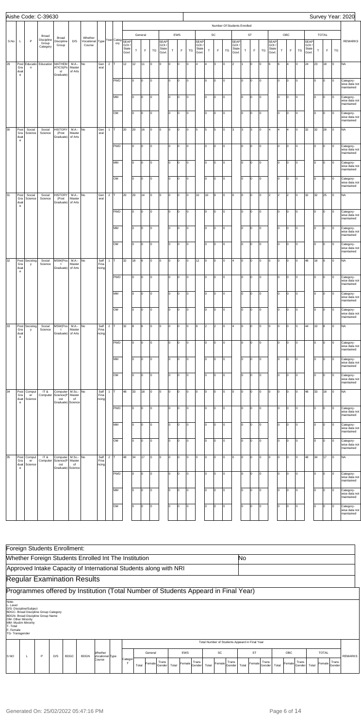Aishe Code: C-39630

Survey Year: 2020

| S.No | L | P | Broad Discipline Group Category | Broad Discipline Group | D/S | Whether Vocational Course | Type | Year | Category | General SEAP GOI / State Govt. | General T | General F | General TG | EWS SEAP GOI / State Govt. | EWS T | EWS F | EWS TG | SC SEAP GOI / State Govt. | SC T | SC F | SC TG | ST SEAP GOI / State Govt. | ST T | ST F | ST TG | OBC SEAP GOI / State Govt. | OBC T | OBC F | OBC TG | TOTAL SEAP GOI / State Govt. | TOTAL T | TOTAL F | TOTAL TG | REMARKS |
|---|---|---|---|---|---|---|---|---|---|---|---|---|---|---|---|---|---|---|---|---|---|---|---|---|---|---|---|---|---|---|---|---|---|---|
| 29 | Post Graduate | Education | Education | MATHEMATICS(Post Graduate) | M.A.-Master of Arts | No | General | 2 | T | 12 | 12 | 11 | 0 | 0 | 0 | 0 | 0 | 4 | 4 | 3 | 0 | 2 | 1 | 0 | 0 | 6 | 6 | 4 | 0 | 24 | 23 | 18 | 0 | NA |
| | | | | | | | | | PWD | | 0 | 0 | 0 | | 0 | 0 | 0 | | 0 | 0 | 0 | | 0 | 0 | 0 | | 0 | 0 | 0 | | 0 | 0 | 0 | Category-wise data not maintained |
| | | | | | | | | | MM | | 0 | 0 | 0 | | 0 | 0 | 0 | | 0 | 0 | 0 | | 0 | 0 | 0 | | 0 | 0 | 0 | | 0 | 0 | 0 | Category-wise data not maintained |
| | | | | | | | | | OM | | 0 | 0 | 0 | | 0 | 0 | 0 | | 0 | 0 | 0 | | 0 | 0 | 0 | | 0 | 0 | 0 | | 0 | 0 | 0 | Category-wise data not maintained |
| 30 | Post Graduate | Social Science | Social Science | HISTORY (Post Graduate) | M.A.-Master of Arts | No | General | 1 | T | 20 | 20 | 16 | 0 | 0 | 0 | 0 | 0 | 5 | 5 | 5 | 0 | 3 | 3 | 3 | 0 | 4 | 4 | 4 | 0 | 32 | 32 | 28 | 0 | NA |
| | | | | | | | | | PWD | | 0 | 0 | 0 | | 0 | 0 | 0 | | 0 | 0 | 0 | | 0 | 0 | 0 | | 0 | 0 | 0 | | 0 | 0 | 0 | Category-wise data not maintained |
| | | | | | | | | | MM | | 0 | 0 | 0 | | 0 | 0 | 0 | | 0 | 0 | 0 | | 0 | 0 | 0 | | 0 | 0 | 0 | | 0 | 0 | 0 | Category-wise data not maintained |
| | | | | | | | | | OM | | 0 | 0 | 0 | | 0 | 0 | 0 | | 0 | 0 | 0 | | 0 | 0 | 0 | | 0 | 0 | 0 | | 0 | 0 | 0 | Category-wise data not maintained |
| 31 | Post Graduate | Social Science | Social Science | HISTORY (Post Graduate) | M.A.-Master of Arts | No | General | 2 | T | 20 | 20 | 14 | 0 | 0 | 0 | 0 | 0 | 10 | 10 | 9 | 0 | 0 | 0 | 0 | 0 | 2 | 2 | 2 | 0 | 32 | 32 | 25 | 0 | NA |
| | | | | | | | | | PWD | | 0 | 0 | 0 | | 0 | 0 | 0 | | 0 | 0 | 0 | | 0 | 0 | 0 | | 0 | 0 | 0 | | 0 | 0 | 0 | Category-wise data not maintained |
| | | | | | | | | | MM | | 0 | 0 | 0 | | 0 | 0 | 0 | | 0 | 0 | 0 | | 0 | 0 | 0 | | 0 | 0 | 0 | | 0 | 0 | 0 | Category-wise data not maintained |
| | | | | | | | | | OM | | 0 | 0 | 0 | | 0 | 0 | 0 | | 0 | 0 | 0 | | 0 | 0 | 0 | | 0 | 0 | 0 | | 0 | 0 | 0 | Category-wise data not maintained |
| 32 | Post Graduate | Sociology | Social Science | MSW(Post Graduate) | M.A.-Master of Arts | No | Self Financing | 1 | T | 32 | 18 | 6 | 0 | 0 | 0 | 0 | 0 | 12 | 0 | 0 | 0 | 4 | 0 | 0 | 0 | 0 | 0 | 0 | 0 | 48 | 18 | 6 | 0 | NA |
| | | | | | | | | | PWD | | 0 | 0 | 0 | | 0 | 0 | 0 | | 0 | 0 | 0 | | 0 | 0 | 0 | | 0 | 0 | 0 | | 0 | 0 | 0 | Category-wise data not maintained |
| | | | | | | | | | MM | | 0 | 0 | 0 | | 0 | 0 | 0 | | 0 | 0 | 0 | | 0 | 0 | 0 | | 0 | 0 | 0 | | 0 | 0 | 0 | Category-wise data not maintained |
| | | | | | | | | | OM | | 0 | 0 | 0 | | 0 | 0 | 0 | | 0 | 0 | 0 | | 0 | 0 | 0 | | 0 | 0 | 0 | | 0 | 0 | 0 | Category-wise data not maintained |
| 33 | Post Graduate | Sociology | Social Science | MSW(Post Graduate) | M.A.-Master of Arts | No | Self Financing | 2 | T | 32 | 8 | 6 | 0 | 0 | 0 | 0 | 0 | 8 | 2 | 2 | 0 | 4 | 0 | 0 | 0 | 0 | 0 | 0 | 0 | 44 | 10 | 8 | 0 | NA |
| | | | | | | | | | PWD | | 0 | 0 | 0 | | 0 | 0 | 0 | | 0 | 0 | 0 | | 0 | 0 | 0 | | 0 | 0 | 0 | | 0 | 0 | 0 | Category-wise data not maintained |
| | | | | | | | | | MM | | 0 | 0 | 0 | | 0 | 0 | 0 | | 0 | 0 | 0 | | 0 | 0 | 0 | | 0 | 0 | 0 | | 0 | 0 | 0 | Category-wise data not maintained |
| | | | | | | | | | OM | | 0 | 0 | 0 | | 0 | 0 | 0 | | 0 | 0 | 0 | | 0 | 0 | 0 | | 0 | 0 | 0 | | 0 | 0 | 0 | Category-wise data not maintained |
| 34 | Post Graduate | Computer Science | IT & Computer | Computer Science(Post Graduate) | M.Sc.-Master of Science | No | Self Financing | 1 | T | 48 | 33 | 18 | 0 | 0 | 0 | 0 | 0 | 0 | 0 | 0 | 0 | 0 | 0 | 0 | 0 | 0 | 0 | 0 | 0 | 48 | 33 | 18 | 0 | NA |
| | | | | | | | | | PWD | | 0 | 0 | 0 | | 0 | 0 | 0 | | 0 | 0 | 0 | | 0 | 0 | 0 | | 0 | 0 | 0 | | 0 | 0 | 0 | Category-wise data not maintained |
| | | | | | | | | | MM | | 0 | 0 | 0 | | 0 | 0 | 0 | | 0 | 0 | 0 | | 0 | 0 | 0 | | 0 | 0 | 0 | | 0 | 0 | 0 | Category-wise data not maintained |
| | | | | | | | | | OM | | 0 | 0 | 0 | | 0 | 0 | 0 | | 0 | 0 | 0 | | 0 | 0 | 0 | | 0 | 0 | 0 | | 0 | 0 | 0 | Category-wise data not maintained |
| 35 | Post Graduate | Computer Science | IT & Computer | Computer Science(Post Graduate) | M.Sc.-Master of Science | No | Self Financing | 2 | T | 48 | 34 | 17 | 0 | 0 | 0 | 0 | 0 | 0 | 0 | 0 | 0 | 0 | 0 | 0 | 0 | 0 | 0 | 0 | 0 | 48 | 34 | 17 | 0 | NA |
| | | | | | | | | | PWD | | 0 | 0 | 0 | | 0 | 0 | 0 | | 0 | 0 | 0 | | 0 | 0 | 0 | | 0 | 0 | 0 | | 0 | 0 | 0 | Category-wise data not maintained |
| | | | | | | | | | MM | | 0 | 0 | 0 | | 0 | 0 | 0 | | 0 | 0 | 0 | | 0 | 0 | 0 | | 0 | 0 | 0 | | 0 | 0 | 0 | Category-wise data not maintained |
| | | | | | | | | | OM | | 0 | 0 | 0 | | 0 | 0 | 0 | | 0 | 0 | 0 | | 0 | 0 | 0 | | 0 | 0 | 0 | | 0 | 0 | 0 | Category-wise data not maintained |

## Foreign Students Enrollment:

| Whether Foreign Students Enrolled Int The Institution | No |
|---|---|
| Approved Intake Capacity of International Students along with NRI | |

## Regular Examination Results

## Programmes offered by Institution (Total Number of Students Appeard in Final Year)

Note-
L- Level
D/S- Discipline/Subject
BDGC- Broad Discipline Group Category
BDGN- Broad Discipline Group Name
OM- Other Minority
MM- Muslim Minority
T- Total
F- Female
TG- Transgender

| S NO | L | P | D/S | BDGC | BDGN | Whether Vocational Course | Type | Category | General Total | General Female | General Trans Gender | EWS Total | EWS Female | EWS Trans Gender | SC Total | SC Female | SC Trans Gender | ST Total | ST Female | ST Trans Gender | OBC Total | OBC Female | OBC Trans Gender | TOTAL Total | TOTAL Female | TOTAL Trans Gender | REMARKS |
|---|---|---|---|---|---|---|---|---|---|---|---|---|---|---|---|---|---|---|---|---|---|---|---|---|---|---|---|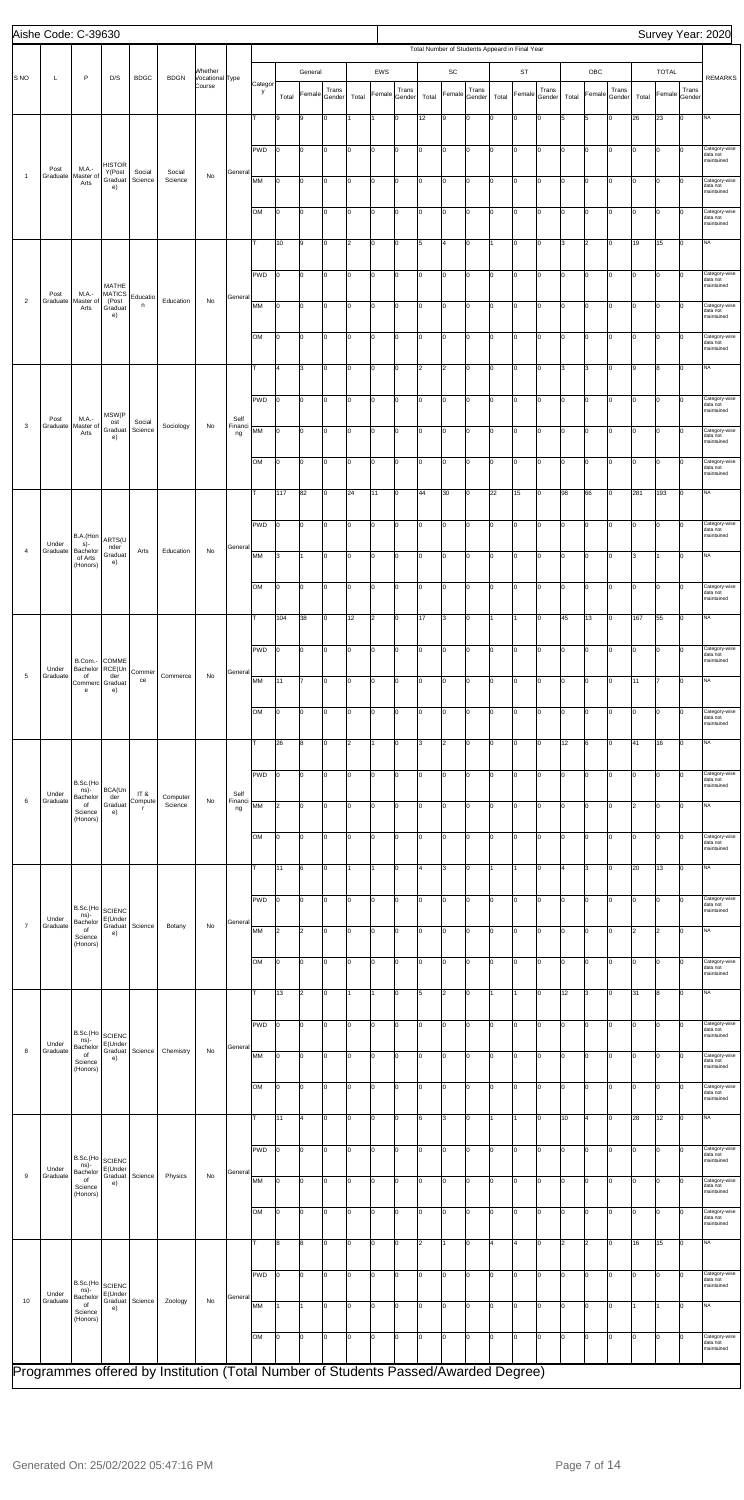Aishe Code: C-39630 | Survey Year: 2020

| S NO | L | P | D/S | BDGC | BDGN | Whether Vocational Course | Type | Total Number of Students Appeared in Final Year | | | | | | | | | | | | | | | | | | REMARKS |
|---|---|---|---|---|---|---|---|---|---|---|---|---|---|---|---|---|---|---|---|---|---|---|---|---|---|---|
| | | | | | | | | Category | General | | | EWS | | | SC | | | ST | | | OBC | | | TOTAL | | | |
| | | | | | | | | | Total | Female | Trans Gender | Total | Female | Trans Gender | Total | Female | Trans Gender | Total | Female | Trans Gender | Total | Female | Trans Gender | Total | Female | Trans Gender | |
| 1 | Post Graduate | M.A.-Master of Arts | HISTORY(Post Graduate) | Social Science | Social Science | No | General | T | 8 | 8 | 0 | 1 | 1 | 0 | 12 | 9 | 0 | 0 | 0 | 0 | 5 | 5 | 0 | 26 | 23 | 0 | NA |
| | | | | | | | | PWD | 0 | 0 | 0 | 0 | 0 | 0 | 0 | 0 | 0 | 0 | 0 | 0 | 0 | 0 | 0 | 0 | 0 | 0 | Category-wise data not maintained |
| | | | | | | | | MM | 0 | 0 | 0 | 0 | 0 | 0 | 0 | 0 | 0 | 0 | 0 | 0 | 0 | 0 | 0 | 0 | 0 | 0 | Category-wise data not maintained |
| | | | | | | | | OM | 0 | 0 | 0 | 0 | 0 | 0 | 0 | 0 | 0 | 0 | 0 | 0 | 0 | 0 | 0 | 0 | 0 | 0 | Category-wise data not maintained |
| 2 | Post Graduate | M.A.-Master of Arts | MATHEMATICS(Post Graduate) | Education | Education | No | General | T | 10 | 9 | 0 | 2 | 0 | 0 | 5 | 4 | 0 | 1 | 0 | 0 | 3 | 2 | 0 | 19 | 15 | 0 | NA |
| | | | | | | | | PWD | 0 | 0 | 0 | 0 | 0 | 0 | 0 | 0 | 0 | 0 | 0 | 0 | 0 | 0 | 0 | 0 | 0 | 0 | Category-wise data not maintained |
| | | | | | | | | MM | 0 | 0 | 0 | 0 | 0 | 0 | 0 | 0 | 0 | 0 | 0 | 0 | 0 | 0 | 0 | 0 | 0 | 0 | Category-wise data not maintained |
| | | | | | | | | OM | 0 | 0 | 0 | 0 | 0 | 0 | 0 | 0 | 0 | 0 | 0 | 0 | 0 | 0 | 0 | 0 | 0 | 0 | Category-wise data not maintained |
| 3 | Post Graduate | M.A.-Master of Arts | MSW(Post Graduate) | Social Science | Sociology | No | Self Financing | T | 4 | 3 | 0 | 0 | 0 | 0 | 2 | 2 | 0 | 0 | 0 | 0 | 3 | 3 | 0 | 9 | 8 | 0 | NA |
| | | | | | | | | PWD | 0 | 0 | 0 | 0 | 0 | 0 | 0 | 0 | 0 | 0 | 0 | 0 | 0 | 0 | 0 | 0 | 0 | 0 | Category-wise data not maintained |
| | | | | | | | | MM | 0 | 0 | 0 | 0 | 0 | 0 | 0 | 0 | 0 | 0 | 0 | 0 | 0 | 0 | 0 | 0 | 0 | 0 | Category-wise data not maintained |
| | | | | | | | | OM | 0 | 0 | 0 | 0 | 0 | 0 | 0 | 0 | 0 | 0 | 0 | 0 | 0 | 0 | 0 | 0 | 0 | 0 | Category-wise data not maintained |
| 4 | Under Graduate | B.A.(Hons)-Bachelor of Arts (Honors) | ARTS(Under Graduate) | Arts | Education | No | General | T | 117 | 82 | 0 | 24 | 11 | 0 | 44 | 30 | 0 | 22 | 15 | 0 | 98 | 66 | 0 | 281 | 193 | 0 | NA |
| | | | | | | | | PWD | 0 | 0 | 0 | 0 | 0 | 0 | 0 | 0 | 0 | 0 | 0 | 0 | 0 | 0 | 0 | 0 | 0 | 0 | Category-wise data not maintained |
| | | | | | | | | MM | 3 | 1 | 0 | 0 | 0 | 0 | 0 | 0 | 0 | 0 | 0 | 0 | 0 | 0 | 0 | 3 | 1 | 0 | NA |
| | | | | | | | | OM | 0 | 0 | 0 | 0 | 0 | 0 | 0 | 0 | 0 | 0 | 0 | 0 | 0 | 0 | 0 | 0 | 0 | 0 | Category-wise data not maintained |
| 5 | Under Graduate | B.Com.-Bachelor of Commerce | COMMERCE(Under Graduate) | Commerce | Commerce | No | General | T | 104 | 38 | 0 | 12 | 2 | 0 | 17 | 3 | 0 | 1 | 1 | 0 | 45 | 13 | 0 | 167 | 55 | 0 | NA |
| | | | | | | | | PWD | 0 | 0 | 0 | 0 | 0 | 0 | 0 | 0 | 0 | 0 | 0 | 0 | 0 | 0 | 0 | 0 | 0 | 0 | Category-wise data not maintained |
| | | | | | | | | MM | 11 | 7 | 0 | 0 | 0 | 0 | 0 | 0 | 0 | 0 | 0 | 0 | 0 | 0 | 0 | 11 | 7 | 0 | NA |
| | | | | | | | | OM | 0 | 0 | 0 | 0 | 0 | 0 | 0 | 0 | 0 | 0 | 0 | 0 | 0 | 0 | 0 | 0 | 0 | 0 | Category-wise data not maintained |
| 6 | Under Graduate | B.Sc.(Hons)-Bachelor of Science (Honors) | BCA(Under Graduate) | IT & Computer | Computer Science | No | Self Financing | T | 26 | 8 | 0 | 2 | 1 | 0 | 3 | 2 | 0 | 0 | 0 | 0 | 12 | 6 | 0 | 41 | 16 | 0 | NA |
| | | | | | | | | PWD | 0 | 0 | 0 | 0 | 0 | 0 | 0 | 0 | 0 | 0 | 0 | 0 | 0 | 0 | 0 | 0 | 0 | 0 | Category-wise data not maintained |
| | | | | | | | | MM | 2 | 0 | 0 | 0 | 0 | 0 | 0 | 0 | 0 | 0 | 0 | 0 | 0 | 0 | 0 | 2 | 0 | 0 | NA |
| | | | | | | | | OM | 0 | 0 | 0 | 0 | 0 | 0 | 0 | 0 | 0 | 0 | 0 | 0 | 0 | 0 | 0 | 0 | 0 | 0 | Category-wise data not maintained |
| 7 | Under Graduate | B.Sc.(Hons)-Bachelor of Science (Honors) | SCIENCE(Under Graduate) | Science | Botany | No | General | T | 11 | 6 | 0 | 1 | 1 | 0 | 4 | 3 | 0 | 1 | 1 | 0 | 4 | 3 | 0 | 20 | 13 | 0 | NA |
| | | | | | | | | PWD | 0 | 0 | 0 | 0 | 0 | 0 | 0 | 0 | 0 | 0 | 0 | 0 | 0 | 0 | 0 | 0 | 0 | 0 | Category-wise data not maintained |
| | | | | | | | | MM | 2 | 2 | 0 | 0 | 0 | 0 | 0 | 0 | 0 | 0 | 0 | 0 | 0 | 0 | 0 | 2 | 2 | 0 | NA |
| | | | | | | | | OM | 0 | 0 | 0 | 0 | 0 | 0 | 0 | 0 | 0 | 0 | 0 | 0 | 0 | 0 | 0 | 0 | 0 | 0 | Category-wise data not maintained |
| 8 | Under Graduate | B.Sc.(Hons)-Bachelor of Science (Honors) | SCIENCE(Under Graduate) | Science | Chemistry | No | General | T | 13 | 2 | 0 | 1 | 1 | 0 | 5 | 2 | 0 | 1 | 1 | 0 | 12 | 3 | 0 | 31 | 8 | 0 | NA |
| | | | | | | | | PWD | 0 | 0 | 0 | 0 | 0 | 0 | 0 | 0 | 0 | 0 | 0 | 0 | 0 | 0 | 0 | 0 | 0 | 0 | Category-wise data not maintained |
| | | | | | | | | MM | 0 | 0 | 0 | 0 | 0 | 0 | 0 | 0 | 0 | 0 | 0 | 0 | 0 | 0 | 0 | 0 | 0 | 0 | Category-wise data not maintained |
| | | | | | | | | OM | 0 | 0 | 0 | 0 | 0 | 0 | 0 | 0 | 0 | 0 | 0 | 0 | 0 | 0 | 0 | 0 | 0 | 0 | Category-wise data not maintained |
| 9 | Under Graduate | B.Sc.(Hons)-Bachelor of Science (Honors) | SCIENCE(Under Graduate) | Science | Physics | No | General | T | 11 | 4 | 0 | 0 | 0 | 0 | 6 | 3 | 0 | 1 | 1 | 0 | 10 | 4 | 0 | 28 | 12 | 0 | NA |
| | | | | | | | | PWD | 0 | 0 | 0 | 0 | 0 | 0 | 0 | 0 | 0 | 0 | 0 | 0 | 0 | 0 | 0 | 0 | 0 | 0 | Category-wise data not maintained |
| | | | | | | | | MM | 0 | 0 | 0 | 0 | 0 | 0 | 0 | 0 | 0 | 0 | 0 | 0 | 0 | 0 | 0 | 0 | 0 | 0 | Category-wise data not maintained |
| | | | | | | | | OM | 0 | 0 | 0 | 0 | 0 | 0 | 0 | 0 | 0 | 0 | 0 | 0 | 0 | 0 | 0 | 0 | 0 | 0 | Category-wise data not maintained |
| 10 | Under Graduate | B.Sc.(Hons)-Bachelor of Science (Honors) | SCIENCE(Under Graduate) | Science | Zoology | No | General | T | 8 | 8 | 0 | 0 | 0 | 0 | 2 | 1 | 0 | 4 | 4 | 0 | 2 | 2 | 0 | 16 | 15 | 0 | NA |
| | | | | | | | | PWD | 0 | 0 | 0 | 0 | 0 | 0 | 0 | 0 | 0 | 0 | 0 | 0 | 0 | 0 | 0 | 0 | 0 | 0 | Category-wise data not maintained |
| | | | | | | | | MM | 1 | 1 | 0 | 0 | 0 | 0 | 0 | 0 | 0 | 0 | 0 | 0 | 0 | 0 | 0 | 1 | 1 | 0 | NA |
| | | | | | | | | OM | 0 | 0 | 0 | 0 | 0 | 0 | 0 | 0 | 0 | 0 | 0 | 0 | 0 | 0 | 0 | 0 | 0 | 0 | Category-wise data not maintained |

Programmes offered by Institution (Total Number of Students Passed/Awarded Degree)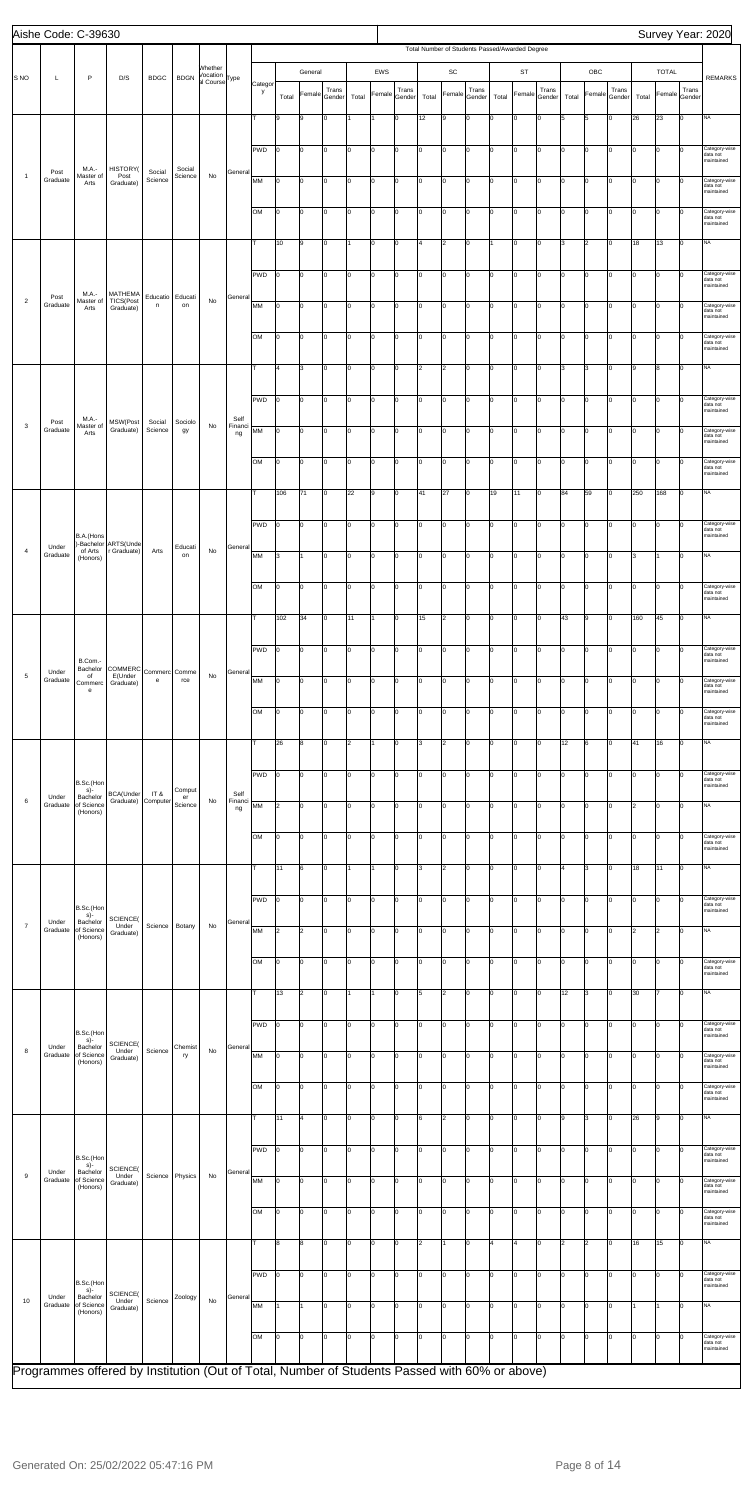Aishe Code: C-39630

Survey Year: 2020

| S NO | L | P | D/S | BDGC | BDGN | Whether Vocational Course | Type | Category | General Total | General Female | General Trans Gender | EWS Total | EWS Female | EWS Trans Gender | SC Total | SC Female | SC Trans Gender | ST Total | ST Female | ST Trans Gender | OBC Total | OBC Female | OBC Trans Gender | TOTAL Total | TOTAL Female | TOTAL Trans Gender | REMARKS |
|---|---|---|---|---|---|---|---|---|---|---|---|---|---|---|---|---|---|---|---|---|---|---|---|---|---|---|---|
| | | | | | | | | | Total Number of Students Passed/Awarded Degree | | | | | | | | | | | | | | | | | | |
| 1 | Post Graduate | M.A.-Master of Arts | HISTORY(Post Graduate) | Social Science | Social Science | No | General | T | 9 | 9 | 0 | 1 | 1 | 0 | 12 | 9 | 0 | 0 | 0 | 0 | 5 | 5 | 0 | 26 | 23 | 0 | NA |
| | | | | | | | | PWD | 0 | 0 | 0 | 0 | 0 | 0 | 0 | 0 | 0 | 0 | 0 | 0 | 0 | 0 | 0 | 0 | 0 | 0 | Category-wise data not maintained |
| | | | | | | | | MM | 0 | 0 | 0 | 0 | 0 | 0 | 0 | 0 | 0 | 0 | 0 | 0 | 0 | 0 | 0 | 0 | 0 | 0 | Category-wise data not maintained |
| | | | | | | | | OM | 0 | 0 | 0 | 0 | 0 | 0 | 0 | 0 | 0 | 0 | 0 | 0 | 0 | 0 | 0 | 0 | 0 | 0 | Category-wise data not maintained |
| 2 | Post Graduate | M.A.-Master of Arts | MATHEMATICS(Post Graduate) | Education | Education | No | General | T | 10 | 9 | 0 | 1 | 0 | 0 | 4 | 2 | 0 | 1 | 0 | 0 | 3 | 2 | 0 | 18 | 13 | 0 | NA |
| | | | | | | | | PWD | 0 | 0 | 0 | 0 | 0 | 0 | 0 | 0 | 0 | 0 | 0 | 0 | 0 | 0 | 0 | 0 | 0 | 0 | Category-wise data not maintained |
| | | | | | | | | MM | 0 | 0 | 0 | 0 | 0 | 0 | 0 | 0 | 0 | 0 | 0 | 0 | 0 | 0 | 0 | 0 | 0 | 0 | Category-wise data not maintained |
| | | | | | | | | OM | 0 | 0 | 0 | 0 | 0 | 0 | 0 | 0 | 0 | 0 | 0 | 0 | 0 | 0 | 0 | 0 | 0 | 0 | Category-wise data not maintained |
| 3 | Post Graduate | M.A.-Master of Arts | MSW(Post Graduate) | Social Science | Sociology | No | Self Financing | T | 4 | 3 | 0 | 0 | 0 | 0 | 2 | 2 | 0 | 0 | 0 | 0 | 3 | 3 | 0 | 9 | 8 | 0 | NA |
| | | | | | | | | PWD | 0 | 0 | 0 | 0 | 0 | 0 | 0 | 0 | 0 | 0 | 0 | 0 | 0 | 0 | 0 | 0 | 0 | 0 | Category-wise data not maintained |
| | | | | | | | | MM | 0 | 0 | 0 | 0 | 0 | 0 | 0 | 0 | 0 | 0 | 0 | 0 | 0 | 0 | 0 | 0 | 0 | 0 | Category-wise data not maintained |
| | | | | | | | | OM | 0 | 0 | 0 | 0 | 0 | 0 | 0 | 0 | 0 | 0 | 0 | 0 | 0 | 0 | 0 | 0 | 0 | 0 | Category-wise data not maintained |
| 4 | Under Graduate | B.A.(Hons)-Bachelor of Arts (Honors) | ARTS(Under Graduate) | Arts | Education | No | General | T | 106 | 71 | 0 | 22 | 9 | 0 | 41 | 27 | 0 | 19 | 11 | 0 | 84 | 59 | 0 | 250 | 168 | 0 | NA |
| | | | | | | | | PWD | 0 | 0 | 0 | 0 | 0 | 0 | 0 | 0 | 0 | 0 | 0 | 0 | 0 | 0 | 0 | 0 | 0 | 0 | Category-wise data not maintained |
| | | | | | | | | MM | 3 | 1 | 0 | 0 | 0 | 0 | 0 | 0 | 0 | 0 | 0 | 0 | 0 | 0 | 0 | 3 | 1 | 0 | NA |
| | | | | | | | | OM | 0 | 0 | 0 | 0 | 0 | 0 | 0 | 0 | 0 | 0 | 0 | 0 | 0 | 0 | 0 | 0 | 0 | 0 | Category-wise data not maintained |
| 5 | Under Graduate | B.Com.-Bachelor of Commerce | COMMERCE(Under Graduate) | Commerce | Commerce | No | General | T | 102 | 34 | 0 | 11 | 1 | 0 | 15 | 2 | 0 | 0 | 0 | 0 | 43 | 9 | 0 | 160 | 45 | 0 | NA |
| | | | | | | | | PWD | 0 | 0 | 0 | 0 | 0 | 0 | 0 | 0 | 0 | 0 | 0 | 0 | 0 | 0 | 0 | 0 | 0 | 0 | Category-wise data not maintained |
| | | | | | | | | MM | 0 | 0 | 0 | 0 | 0 | 0 | 0 | 0 | 0 | 0 | 0 | 0 | 0 | 0 | 0 | 0 | 0 | 0 | Category-wise data not maintained |
| | | | | | | | | OM | 0 | 0 | 0 | 0 | 0 | 0 | 0 | 0 | 0 | 0 | 0 | 0 | 0 | 0 | 0 | 0 | 0 | 0 | Category-wise data not maintained |
| 6 | Under Graduate | B.Sc.(Hons)-Bachelor of Science (Honors) | BCA(Under Graduate) | IT & Computer | Computer Science | No | Self Financing | T | 26 | 8 | 0 | 2 | 1 | 0 | 3 | 2 | 0 | 0 | 0 | 0 | 12 | 6 | 0 | 41 | 16 | 0 | NA |
| | | | | | | | | PWD | 0 | 0 | 0 | 0 | 0 | 0 | 0 | 0 | 0 | 0 | 0 | 0 | 0 | 0 | 0 | 0 | 0 | 0 | Category-wise data not maintained |
| | | | | | | | | MM | 2 | 0 | 0 | 0 | 0 | 0 | 0 | 0 | 0 | 0 | 0 | 0 | 0 | 0 | 0 | 2 | 0 | 0 | NA |
| | | | | | | | | OM | 0 | 0 | 0 | 0 | 0 | 0 | 0 | 0 | 0 | 0 | 0 | 0 | 0 | 0 | 0 | 0 | 0 | 0 | Category-wise data not maintained |
| 7 | Under Graduate | B.Sc.(Hons)-Bachelor of Science (Honors) | SCIENCE(Under Graduate) | Science | Botany | No | General | T | 11 | 6 | 0 | 1 | 1 | 0 | 3 | 2 | 0 | 0 | 0 | 0 | 4 | 3 | 0 | 18 | 11 | 0 | NA |
| | | | | | | | | PWD | 0 | 0 | 0 | 0 | 0 | 0 | 0 | 0 | 0 | 0 | 0 | 0 | 0 | 0 | 0 | 0 | 0 | 0 | Category-wise data not maintained |
| | | | | | | | | MM | 2 | 2 | 0 | 0 | 0 | 0 | 0 | 0 | 0 | 0 | 0 | 0 | 0 | 0 | 0 | 2 | 2 | 0 | NA |
| | | | | | | | | OM | 0 | 0 | 0 | 0 | 0 | 0 | 0 | 0 | 0 | 0 | 0 | 0 | 0 | 0 | 0 | 0 | 0 | 0 | Category-wise data not maintained |
| 8 | Under Graduate | B.Sc.(Hons)-Bachelor of Science (Honors) | SCIENCE(Under Graduate) | Science | Chemistry | No | General | T | 13 | 2 | 0 | 1 | 1 | 0 | 5 | 2 | 0 | 0 | 0 | 0 | 12 | 3 | 0 | 30 | 7 | 0 | NA |
| | | | | | | | | PWD | 0 | 0 | 0 | 0 | 0 | 0 | 0 | 0 | 0 | 0 | 0 | 0 | 0 | 0 | 0 | 0 | 0 | 0 | Category-wise data not maintained |
| | | | | | | | | MM | 0 | 0 | 0 | 0 | 0 | 0 | 0 | 0 | 0 | 0 | 0 | 0 | 0 | 0 | 0 | 0 | 0 | 0 | Category-wise data not maintained |
| | | | | | | | | OM | 0 | 0 | 0 | 0 | 0 | 0 | 0 | 0 | 0 | 0 | 0 | 0 | 0 | 0 | 0 | 0 | 0 | 0 | Category-wise data not maintained |
| 9 | Under Graduate | B.Sc.(Hons)-Bachelor of Science (Honors) | SCIENCE(Under Graduate) | Science | Physics | No | General | T | 11 | 4 | 0 | 0 | 0 | 0 | 6 | 2 | 0 | 0 | 0 | 0 | 9 | 3 | 0 | 26 | 9 | 0 | NA |
| | | | | | | | | PWD | 0 | 0 | 0 | 0 | 0 | 0 | 0 | 0 | 0 | 0 | 0 | 0 | 0 | 0 | 0 | 0 | 0 | 0 | Category-wise data not maintained |
| | | | | | | | | MM | 0 | 0 | 0 | 0 | 0 | 0 | 0 | 0 | 0 | 0 | 0 | 0 | 0 | 0 | 0 | 0 | 0 | 0 | Category-wise data not maintained |
| | | | | | | | | OM | 0 | 0 | 0 | 0 | 0 | 0 | 0 | 0 | 0 | 0 | 0 | 0 | 0 | 0 | 0 | 0 | 0 | 0 | Category-wise data not maintained |
| 10 | Under Graduate | B.Sc.(Hons)-Bachelor of Science (Honors) | SCIENCE(Under Graduate) | Science | Zoology | No | General | T | 8 | 8 | 0 | 0 | 0 | 0 | 2 | 1 | 0 | 4 | 4 | 0 | 2 | 2 | 0 | 16 | 15 | 0 | NA |
| | | | | | | | | PWD | 0 | 0 | 0 | 0 | 0 | 0 | 0 | 0 | 0 | 0 | 0 | 0 | 0 | 0 | 0 | 0 | 0 | 0 | Category-wise data not maintained |
| | | | | | | | | MM | 1 | 1 | 0 | 0 | 0 | 0 | 0 | 0 | 0 | 0 | 0 | 0 | 0 | 0 | 0 | 1 | 1 | 0 | NA |
| | | | | | | | | OM | 0 | 0 | 0 | 0 | 0 | 0 | 0 | 0 | 0 | 0 | 0 | 0 | 0 | 0 | 0 | 0 | 0 | 0 | Category-wise data not maintained |

Programmes offered by Institution (Out of Total, Number of Students Passed with 60% or above)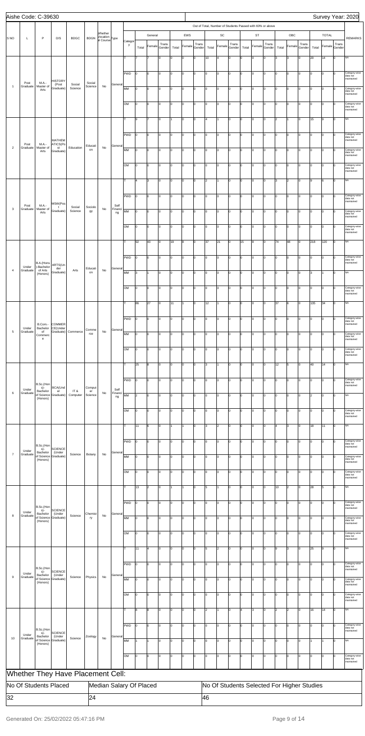Aishe Code: C-39630

Survey Year: 2020

| S NO | L | P | D/S | BDGC | BDGN | Whether Vocational Course | Type | Category | Out of Total, Number of Students Passed with 60% or above | | | | | | | | | | | | | | | | | | REMARKS |
|---|---|---|---|---|---|---|---|---|---|---|---|---|---|---|---|---|---|---|---|---|---|---|---|---|---|---|---|
| | | | | | | | | | General | | | EWS | | | SC | | | ST | | | OBC | | | TOTAL | | | |
| | | | | | | | | | Total | Female | Trans Gender | Total | Female | Trans Gender | Total | Female | Trans Gender | Total | Female | Trans Gender | Total | Female | Trans Gender | Total | Female | Trans Gender | |
| 1 | Post Graduate | M.A.-Master of Arts | HISTORY (Post Graduate) | Social Science | Social Science | No | General | T | 7 | 7 | 0 | 0 | 0 | 0 | 10 | 4 | 0 | 0 | 0 | 0 | 3 | 3 | 0 | 20 | 14 | 0 | NA |
| | | | | | | | | PWD | 0 | 0 | 0 | 0 | 0 | 0 | 0 | 0 | 0 | 0 | 0 | 0 | 0 | 0 | 0 | 0 | 0 | 0 | Category-wise data not maintained |
| | | | | | | | | MM | 0 | 0 | 0 | 0 | 0 | 0 | 0 | 0 | 0 | 0 | 0 | 0 | 0 | 0 | 0 | 0 | 0 | 0 | Category-wise data not maintained |
| | | | | | | | | OM | 0 | 0 | 0 | 0 | 0 | 0 | 0 | 0 | 0 | 0 | 0 | 0 | 0 | 0 | 0 | 0 | 0 | 0 | Category-wise data not maintained |
| 2 | Post Graduate | M.A.-Master of Arts | MATHEMATICS(Post Graduate) | Education | Education | No | General | T | 9 | 7 | 0 | 1 | 0 | 0 | 4 | 1 | 0 | 0 | 0 | 0 | 2 | 1 | 0 | 15 | 9 | 0 | NA |
| | | | | | | | | PWD | 0 | 0 | 0 | 0 | 0 | 0 | 0 | 0 | 0 | 0 | 0 | 0 | 0 | 0 | 0 | 0 | 0 | 0 | Category-wise data not maintained |
| | | | | | | | | MM | 0 | 0 | 0 | 0 | 0 | 0 | 0 | 0 | 0 | 0 | 0 | 0 | 0 | 0 | 0 | 0 | 0 | 0 | Category-wise data not maintained |
| | | | | | | | | OM | 0 | 0 | 0 | 0 | 0 | 0 | 0 | 0 | 0 | 0 | 0 | 0 | 0 | 0 | 0 | 0 | 0 | 0 | Category-wise data not maintained |
| 3 | Post Graduate | M.A.-Master of Arts | MSW(Post Graduate) | Social Science | Sociology | No | Self Financing | T | 4 | 3 | 0 | 0 | 0 | 0 | 2 | 1 | 0 | 0 | 0 | 0 | 3 | 2 | 0 | 9 | 6 | 0 | NA |
| | | | | | | | | PWD | 0 | 0 | 0 | 0 | 0 | 0 | 0 | 0 | 0 | 0 | 0 | 0 | 0 | 0 | 0 | 0 | 0 | 0 | Category-wise data not maintained |
| | | | | | | | | MM | 0 | 0 | 0 | 0 | 0 | 0 | 0 | 0 | 0 | 0 | 0 | 0 | 0 | 0 | 0 | 0 | 0 | 0 | Category-wise data not maintained |
| | | | | | | | | OM | 0 | 0 | 0 | 0 | 0 | 0 | 0 | 0 | 0 | 0 | 0 | 0 | 0 | 0 | 0 | 0 | 0 | 0 | Category-wise data not maintained |
| 4 | Under Graduate | B.A.(Hons)-Bachelor of Arts (Honors) | ARTS(Under Graduate) | Arts | Education | No | General | T | 92 | 43 | 0 | 19 | 8 | 0 | 37 | 21 | 0 | 15 | 8 | 0 | 74 | 48 | 0 | 218 | 120 | 0 | NA |
| | | | | | | | | PWD | 0 | 0 | 0 | 0 | 0 | 0 | 0 | 0 | 0 | 0 | 0 | 0 | 0 | 0 | 0 | 0 | 0 | 0 | Category-wise data not maintained |
| | | | | | | | | MM | 3 | 1 | 0 | 0 | 0 | 0 | 0 | 0 | 0 | 0 | 0 | 0 | 0 | 0 | 0 | 3 | 1 | 0 | NA |
| | | | | | | | | OM | 0 | 0 | 0 | 0 | 0 | 0 | 0 | 0 | 0 | 0 | 0 | 0 | 0 | 0 | 0 | 0 | 0 | 0 | Category-wise data not maintained |
| 5 | Under Graduate | B.Com.-Bachelor of Commerce | COMMERCE(Under Graduate) | Commerce | Commerce | No | General | T | 86 | 27 | 0 | 11 | 1 | 0 | 12 | 1 | 0 | 0 | 0 | 0 | 37 | 6 | 0 | 135 | 34 | 0 | NA |
| | | | | | | | | PWD | 0 | 0 | 0 | 0 | 0 | 0 | 0 | 0 | 0 | 0 | 0 | 0 | 0 | 0 | 0 | 0 | 0 | 0 | Category-wise data not maintained |
| | | | | | | | | MM | 0 | 0 | 0 | 0 | 0 | 0 | 0 | 0 | 0 | 0 | 0 | 0 | 0 | 0 | 0 | 0 | 0 | 0 | Category-wise data not maintained |
| | | | | | | | | OM | 0 | 0 | 0 | 0 | 0 | 0 | 0 | 0 | 0 | 0 | 0 | 0 | 0 | 0 | 0 | 0 | 0 | 0 | Category-wise data not maintained |
| 6 | Under Graduate | B.Sc.(Hons)-Bachelor of Science (Honors) | BCA(Under Graduate) | IT & Computer | Computer Science | No | Self Financing | T | 25 | 8 | 0 | 0 | 0 | 0 | 3 | 1 | 0 | 0 | 0 | 0 | 12 | 5 | 0 | 40 | 14 | 0 | NA |
| | | | | | | | | PWD | 0 | 0 | 0 | 0 | 0 | 0 | 0 | 0 | 0 | 0 | 0 | 0 | 0 | 0 | 0 | 0 | 0 | 0 | Category-wise data not maintained |
| | | | | | | | | MM | 2 | 0 | 0 | 0 | 0 | 0 | 0 | 0 | 0 | 0 | 0 | 0 | 0 | 0 | 0 | 2 | 0 | 0 | NA |
| | | | | | | | | OM | 0 | 0 | 0 | 0 | 0 | 0 | 0 | 0 | 0 | 0 | 0 | 0 | 0 | 0 | 0 | 0 | 0 | 0 | Category-wise data not maintained |
| 7 | Under Graduate | B.Sc.(Hons)-Bachelor of Science (Honors) | SCIENCE (Under Graduate) | Science | Botany | No | General | T | 11 | 6 | 0 | 1 | 1 | 0 | 3 | 2 | 0 | 0 | 0 | 0 | 4 | 3 | 0 | 18 | 11 | 0 | NA |
| | | | | | | | | PWD | 0 | 0 | 0 | 0 | 0 | 0 | 0 | 0 | 0 | 0 | 0 | 0 | 0 | 0 | 0 | 0 | 0 | 0 | Category-wise data not maintained |
| | | | | | | | | MM | 0 | 0 | 0 | 0 | 0 | 0 | 0 | 0 | 0 | 0 | 0 | 0 | 0 | 0 | 0 | 0 | 0 | 0 | Category-wise data not maintained |
| | | | | | | | | OM | 0 | 0 | 0 | 0 | 0 | 0 | 0 | 0 | 0 | 0 | 0 | 0 | 0 | 0 | 0 | 0 | 0 | 0 | Category-wise data not maintained |
| 8 | Under Graduate | B.Sc.(Hons)-Bachelor of Science (Honors) | SCIENCE (Under Graduate) | Science | Chemistry | No | General | T | 13 | 2 | 0 | 1 | 1 | 0 | 5 | 1 | 0 | 0 | 0 | 0 | 10 | 2 | 0 | 28 | 5 | 0 | NA |
| | | | | | | | | PWD | 0 | 0 | 0 | 0 | 0 | 0 | 0 | 0 | 0 | 0 | 0 | 0 | 0 | 0 | 0 | 0 | 0 | 0 | Category-wise data not maintained |
| | | | | | | | | MM | 0 | 0 | 0 | 0 | 0 | 0 | 0 | 0 | 0 | 0 | 0 | 0 | 0 | 0 | 0 | 0 | 0 | 0 | Category-wise data not maintained |
| | | | | | | | | OM | 0 | 0 | 0 | 0 | 0 | 0 | 0 | 0 | 0 | 0 | 0 | 0 | 0 | 0 | 0 | 0 | 0 | 0 | Category-wise data not maintained |
| 9 | Under Graduate | B.Sc.(Hons)-Bachelor of Science (Honors) | SCIENCE (Under Graduate) | Science | Physics | No | General | T | 11 | 4 | 0 | 0 | 0 | 0 | 5 | 2 | 0 | 0 | 0 | 0 | 9 | 3 | 0 | 25 | 9 | 0 | NA |
| | | | | | | | | PWD | 0 | 0 | 0 | 0 | 0 | 0 | 0 | 0 | 0 | 0 | 0 | 0 | 0 | 0 | 0 | 0 | 0 | 0 | Category-wise data not maintained |
| | | | | | | | | MM | 0 | 0 | 0 | 0 | 0 | 0 | 0 | 0 | 0 | 0 | 0 | 0 | 0 | 0 | 0 | 0 | 0 | 0 | Category-wise data not maintained |
| | | | | | | | | OM | 0 | 0 | 0 | 0 | 0 | 0 | 0 | 0 | 0 | 0 | 0 | 0 | 0 | 0 | 0 | 0 | 0 | 0 | Category-wise data not maintained |
| 10 | Under Graduate | B.Sc.(Hons)-Bachelor of Science (Honors) | SCIENCE (Under Graduate) | Science | Zoology | No | General | T | 8 | 8 | 0 | 0 | 0 | 0 | 2 | 1 | 0 | 4 | 3 | 0 | 2 | 2 | 0 | 16 | 14 | 0 | NA |
| | | | | | | | | PWD | 0 | 0 | 0 | 0 | 0 | 0 | 0 | 0 | 0 | 0 | 0 | 0 | 0 | 0 | 0 | 0 | 0 | 0 | Category-wise data not maintained |
| | | | | | | | | MM | 1 | 1 | 0 | 0 | 0 | 0 | 0 | 0 | 0 | 0 | 0 | 0 | 0 | 0 | 0 | 1 | 1 | 0 | NA |
| | | | | | | | | OM | 0 | 0 | 0 | 0 | 0 | 0 | 0 | 0 | 0 | 0 | 0 | 0 | 0 | 0 | 0 | 0 | 0 | 0 | Category-wise data not maintained |

## Whether They Have Placement Cell:

| No Of Students Placed | Median Salary Of Placed | No Of Students Selected For Higher Studies |
|---|---|---|
| 32 | 24 | 46 |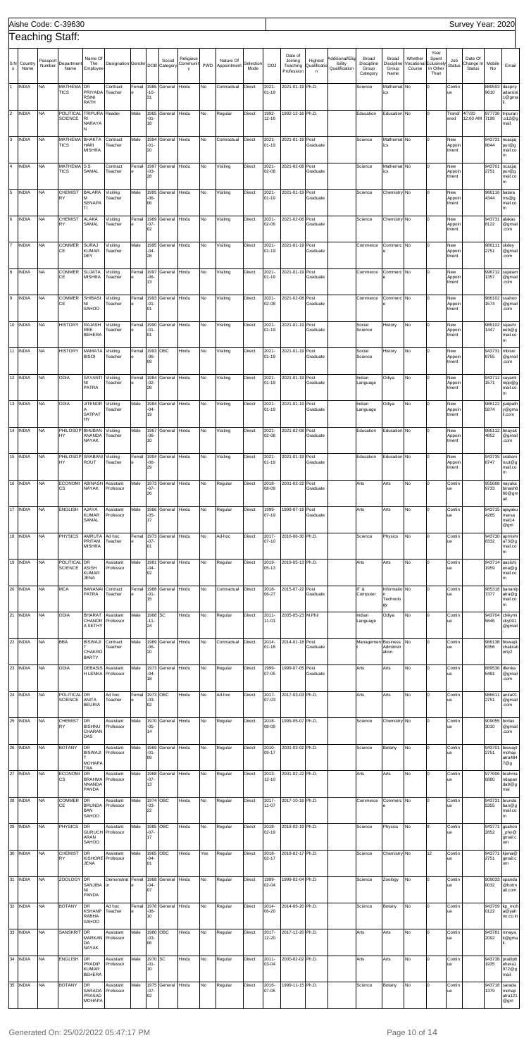Aishe Code: C-39630

Survey Year: 2020

## Teaching Staff:

| S.No | Country Name | Passport Number | Department Name | Name Of The Employee | Designation | Gender | DOB | Social Category | Religious Community | PWD | Nature Of Appointment | Selection Mode | DOJ | Date of Joining Teaching Profession | Highest Qualification | Additional/Eligibility Qualification | Broad Discipline Group Category | Broad Discipline Group Name | Whether Vocational Course | Year Spent Exclusively In Other Than | Job Status | Date Of Change In Status | Mobile No | Email |
|---|---|---|---|---|---|---|---|---|---|---|---|---|---|---|---|---|---|---|---|---|---|---|---|---|
| 1 | INDIA | NA | MATHEMATICS | DR PRIYADARSINI RATH | Contract Teacher | Female | 1985-10-31 | General | Hindu | No | Contractual | Direct | 2021-01-19 | 2021-01-19 | Ph.D. | | Science | Mathematics | No | 0 | Continue | | 8895939610 | daspriyadarsini1@gmail. |
| 2 | INDIA | NA | POLITICAL SCIENCE | TRIPURA RI NARAYAN | Reader | Male | 1965-01-18 | General | Hindu | No | Regular | Direct | 1992-12-16 | 1992-12-16 | Ph.D. | | Education | Education | No | 0 | Transfered | 4/7/20 12:00 AM | 9777367198 | tripurari.o12@gmail. |
| 3 | INDIA | NA | MATHEMATICS | BHAKTA HARI MISHRA | Contract Teacher | Male | 1994-01-20 | General | Hindu | No | Contractual | Direct | 2021-01-19 | 2021-01-19 | Post Graduate | | Science | Mathematics | No | 0 | New Appointment | | 9437318644 | ncacjajpur@gmail.com |
| 4 | INDIA | NA | MATHEMATICS | S S SAMAL | Contract Teacher | Female | 1997-03-28 | General | Hindu | No | Visiting | Direct | 2021-02-08 | 2021-02-08 | Post Graduate | | Science | Mathematics | No | 0 | New Appointment | | 9437012751 | ncacjajpur@gmail.com |
| 5 | INDIA | NA | CHEMISTRY | BALARAM SENAPATI | Visiting Teacher | Male | 1995-06-06 | General | Hindu | No | Visiting | Direct | 2021-01-19 | 2021-01-19 | Post Graduate | | Science | Chemistry | No | 0 | New Appointment | | 9861164344 | balarams@gmail.com |
| 6 | INDIA | NA | CHEMISTRY | ALAKA SAMAL | Visiting Teacher | Female | 1989-07-02 | General | Hindu | No | Visiting | Direct | 2021-02-06 | 2021-02-06 | Post Graduate | | Science | Chemistry | No | 0 | New Appointment | | 9437318122 | alakas@gmail.com |
| 7 | INDIA | NA | COMMERCE | SURAJ KUMAR DEY | Visiting Teacher | Male | 1995-04-28 | General | Hindu | No | Visiting | Direct | 2021-01-19 | 2021-01-19 | Post Graduate | | Commerce | Commerce | No | 0 | New Appointment | | 9861112751 | skdey@gmail.com |
| 8 | INDIA | NA | COMMERCE | SUJATA MISHRA | Visiting Teacher | Female | 1997-06-13 | General | Hindu | No | Visiting | Direct | 2021-01-19 | 2021-01-19 | Post Graduate | | Commerce | Commerce | No | 0 | New Appointment | | 9967121357 | sujatam@gmail.com |
| 9 | INDIA | NA | COMMERCE | SHIBASINI SAHOO | Visiting Teacher | Female | 1993-01-01 | General | Hindu | No | Visiting | Direct | 2021-02-08 | 2021-02-08 | Post Graduate | | Commerce | Commerce | No | 0 | New Appointment | | 9861021574 | ssahoo@gmail.com |
| 10 | INDIA | NA | HISTORY | RAJASHREE BEHERA | Visiting Teacher | Female | 1990-01-01 | General | Hindu | No | Visiting | Direct | 2021-01-19 | 2021-01-19 | Post Graduate | | Social Science | History | No | 0 | New Appointment | | 9861021447 | rajashreeb@gmail.com |
| 11 | INDIA | NA | HISTORY | MAMATA BISOI | Visiting Teacher | Female | 1993-06-09 | OBC | Hindu | No | Visiting | Direct | 2021-01-19 | 2021-01-19 | Post Graduate | | Social Science | History | No | 0 | New Appointment | | 9437318755 | mbisoi@gmail.com |
| 12 | INDIA | NA | ODIA | SAYANTINI PATRA | Visiting Teacher | Female | 1984-02-28 | General | Hindu | No | Visiting | Direct | 2021-01-19 | 2021-01-19 | Post Graduate | | Indian Language | Odiya | No | 0 | New Appointment | | 9437121571 | sayantinpp@gmail.com |
| 13 | INDIA | NA | ODIA | JITENDRA SATPATHY | Visiting Teacher | Male | 1984-04-19 | General | Hindu | No | Visiting | Direct | 2021-01-19 | 2021-01-19 | Post Graduate | | Indian Language | Odiya | No | 0 | New Appointment | | 9861225874 | jsatpathy@gmail.com |
| 14 | INDIA | NA | PHILOSOPHY | BHUBANANANDA NAYAK | Visiting Teacher | Male | 1967-06-10 | General | Hindu | No | Visiting | Direct | 2021-02-08 | 2021-02-08 | Post Graduate | | Education | Education | No | 0 | New Appointment | | 9861124852 | bnayak@gmail.com |
| 15 | INDIA | NA | PHILOSOPHY | SRABANI ROUT | Visiting Teacher | Female | 1994-06-29 | General | Hindu | No | Visiting | Direct | 2021-01-19 | 2021-01-19 | Post Graduate | | Education | Education | No | 0 | New Appointment | | 9437358747 | srabanirout@gmail.com |
| 16 | INDIA | NA | ECONOMICS | ABINASH NAYAK | Assistant Professor | Male | 1973-07-26 | General | Hindu | No | Regular | Direct | 2018-08-09 | 2001-02-22 | Post Graduate | | Arts | Arts | No | 0 | Continue | | 9556689733 | nayakabinash680@gmail. |
| 17 | INDIA | NA | ENGLISH | AJAYA KUMAR SAMAL | Assistant Professor | Male | 1966-05-17 | General | Hindu | No | Regular | Direct | 1999-07-19 | 1999-07-19 | Post Graduate | | Arts | Arts | No | 0 | Continue | | 9437154285 | ajayakumarsamal14@gm |
| 18 | INDIA | NA | PHYSICS | AMRUTA PRITAM MISHRA | Ad hoc Teacher | Female | 1973-07-01 | General | Hindu | No | Ad-hoc | Direct | 2017-07-10 | 2016-06-30 | Ph.D. | | Science | Physics | No | 0 | Continue | | 9437308332 | apmishra73@gmail.com |
| 19 | INDIA | NA | POLITICAL SCIENCE | DR ASISH KUMAR JENA | Assistant Professor | Male | 1981-04-02 | General | Hindu | No | Regular | Direct | 2019-05-13 | 2019-05-13 | Ph.D. | | Arts | Arts | No | 0 | Continue | | 9437141959 | aasishjena@gmail.com |
| 20 | INDIA | NA | MCA | BANANAI PATRA | Contract Teacher | Female | 1988-01-15 | General | Hindu | No | Contractual | Direct | 2018-06-27 | 2015-07-22 | Post Graduate | | IT & Computer | Information Technology | No | 0 | Continue | | 9853187377 | bananipatra@gmail.com |
| 21 | INDIA | NA | ODIA | BHARAT CHANDRA SETHY | Assistant Professor | Male | 1968-11-24 | SC | Hindu | No | Regular | Direct | 2011-11-01 | 2005-05-23 | M.Phil | | Indian Language | Odiya | No | 0 | Continue | | 9437045846 | chikymicky001@gmail |
| 22 | INDIA | NA | BBA | BISWAJIT CHAKROBARTY | Contract Teacher | Male | 1989-05-20 | General | Hindu | No | Contractual | Direct | 2014-01-18 | 2014-01-18 | Post Graduate | | Management | Business Administration | No | 0 | Continue | | 9861386356 | biswajit.chakraborty2@ |
| 23 | INDIA | NA | ODIA | DEBASISH LENKA | Assistant Professor | Male | 1973-04-18 | General | Hindu | No | Regular | Direct | 1999-07-05 | 1999-07-05 | Post Graduate | | Arts | Arts | No | 0 | Continue | | 8895366481 | dlenka@gmail.com |
| 24 | INDIA | NA | POLITICAL SCIENCE | DR ANITA BEURIA | Ad hoc Teacher | Female | 1973-03-02 | OBC | Hindu | No | Ad-hoc | Direct | 2017-07-03 | 2017-03-03 | Ph.D. | | Arts | Arts | No | 0 | Continue | | 9866112751 | anita01@gmail.com |
| 25 | INDIA | NA | CHEMISTRY | DR BISHNU CHARAN DAS | Assistant Professor | Male | 1970-05-14 | General | Hindu | No | Regular | Direct | 2018-08-09 | 1999-05-07 | Ph.D. | | Science | Chemistry | No | 0 | Continue | | 9090553010 | bcdas@gmail.com |
| 26 | INDIA | NA | BOTANY | DR BISWAJIT MOHAPATRA | Assistant Professor | Male | 1969-01-09 | General | Hindu | No | Regular | Direct | 2010-09-17 | 2001-03-02 | Ph.D. | | Science | Botany | No | 0 | Continue | | 9437012751 | biswajitmohapatra4847@g |
| 27 | INDIA | NA | ECONOMICS | DR BRAHMANANDA PANDA | Assistant Professor | Male | 1968-07-13 | General | Hindu | No | Regular | Direct | 2013-12-10 | 2001-02-22 | Ph.D. | | Arts | Arts | No | 0 | Continue | | 9776066880 | brahmanandapanda9@gmai |
| 28 | INDIA | NA | COMMERCE | DR BRUNDABAN SAHOO | Assistant Professor | Male | 1974-03-22 | OBC | Hindu | No | Regular | Direct | 2017-11-07 | 2017-10-16 | Ph.D. | | Commerce | Commerce | No | 0 | Continue | | 9437315355 | brundaban@gmail.com |
| 29 | INDIA | NA | PHYSICS | DR GURUCHARAN SAHOO | Assistant Professor | Male | 1985-07-17 | OBC | Hindu | No | Regular | Direct | 2018-02-19 | 2018-02-19 | Ph.D. | | Science | Physics | No | 8 | Continue | | 9437712852 | gsahoo_phy@gmail.com |
| 30 | INDIA | NA | CHEMISTRY | DR KISHORE JENA | Assistant Professor | Male | 1965-04-01 | OBC | Hindu | Yes | Regular | Direct | 2018-02-17 | 2018-02-17 | Ph.D. | | Science | Chemistry | No | 12 | Continue | | 9437312751 | kjena@gmail.com |
| 31 | INDIA | NA | ZOOLOGY | DR SANJIBANI PANDA | Demonstrator | Female | 1968-04-07 | General | Hindu | No | Regular | Direct | 1999-02-04 | 1999-02-04 | Ph.D. | | Science | Zoology | No | 0 | Continue | | 9090330032 | spanda@hotmail.com |
| 32 | INDIA | NA | BOTANY | DR KSHANPRABHA SAHOO | Ad hoc Teacher | Female | 1978-08-10 | General | Hindu | No | Regular | Direct | 2014-06-20 | 2014-06-20 | Ph.D. | | Science | Botany | No | 0 | Continue | | 9437090122 | kp_moha@yahoo.co.in |
| 33 | INDIA | NA | SANSKRIT | DR MARKANDA NAYAK | Assistant Professor | Male | 1980-03-06 | OBC | Hindu | No | Regular | Direct | 2017-12-20 | 2017-12-20 | Ph.D. | | Arts | Arts | No | 0 | Continue | | 9437812092 | mnaya.k@gmail. |
| 34 | INDIA | NA | ENGLISH | DR PRADIP KUMAR BEHERA | Assistant Professor | Male | 1970-01-10 | SC | Hindu | No | Regular | Direct | 2011-03-04 | 2000-02-02 | Ph.D. | | Arts | Arts | No | 0 | Continue | | 9437381935 | pradipbehera1972@gmail. |
| 35 | INDIA | NA | BOTANY | DR SARADA PRASAD MOHAPA | Assistant Professor | Male | 1975-07-02 | General | Hindu | No | Regular | Direct | 2016-07-05 | 1999-11-15 | Ph.D. | | Science | Botany | No | 0 | Continue | | 9437181379 | saradamohapatra121@gm |

Generated On: 25/02/2022 05:47:17 PM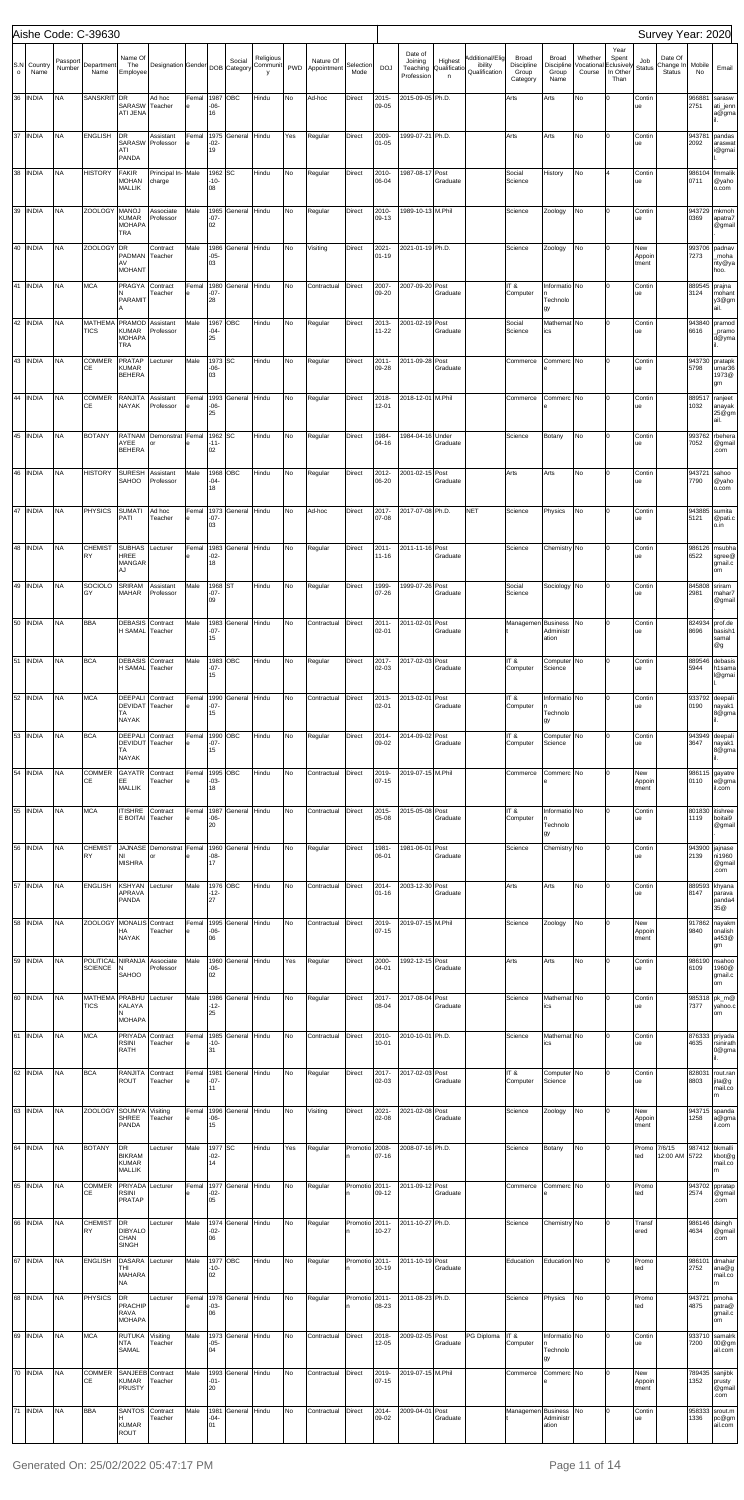Aishe Code: C-39630 Survey Year: 2020

| S.No | Country Name | Passport Number | Department Name | Name Of The Employee | Designation | Gender | DOB | Social Category | Religious Community | PWD | Nature Of Appointment | Selection Mode | DOJ | Date of Joining Teaching Profession | Highest Qualification | Additional/Eligibility Qualification | Broad Discipline Group Category | Broad Discipline Group Name | Whether Vocational Course | Year Spent Exclusively In Other Than | Job Status | Date Of Change In Status | Mobile No | Email |
|---|---|---|---|---|---|---|---|---|---|---|---|---|---|---|---|---|---|---|---|---|---|---|---|---|
| 36 | INDIA | NA | SANSKRIT | DR SARASWATI JENA | Ad hoc Teacher | Female | 1987-06-16 | OBC | Hindu | No | Ad-hoc | Direct | 2015-09-05 | 2015-09-05 | Ph.D. | | Arts | Arts | No | 0 | Continue | | 9668812751 | saraswati_jenna@gmail. |
| 37 | INDIA | NA | ENGLISH | DR SARASWATI PANDA | Assistant Professor | Female | 1975-02-19 | General | Hindu | Yes | Regular | Direct | 2009-01-05 | 1999-07-21 | Ph.D. | | Arts | Arts | No | 0 | Continue | | 9437812092 | pandasaraswati@gmail. |
| 38 | INDIA | NA | HISTORY | FAKIR MOHAN MALLIK | Principal In-charge | Male | 1962-10-08 | SC | Hindu | No | Regular | Direct | 2010-06-04 | 1987-08-17 | Post Graduate | | Social Science | History | No | 4 | Continue | | 9861040711 | fmmallik@yahoo.com |
| 39 | INDIA | NA | ZOOLOGY | MANOJ KUMAR MOHAPATRA | Associate Professor | Male | 1965-07-02 | General | Hindu | No | Regular | Direct | 2010-09-13 | 1989-10-13 | M.Phil | | Science | Zoology | No | 0 | Continue | | 9437290369 | mkmohapatra7@gmail |
| 40 | INDIA | NA | ZOOLOGY | DR PADMANAV MOHANT | Contract Teacher | Male | 1986-05-03 | General | Hindu | No | Visiting | Direct | 2021-01-19 | 2021-01-19 | Ph.D. | | Science | Zoology | No | 0 | New Appointment | | 9937067273 | padnav_mohanty@yahoo. |
| 41 | INDIA | NA | MCA | PRAGYAN PARAMITA | Contract Teacher | Female | 1980-07-28 | General | Hindu | No | Contractual | Direct | 2007-09-20 | 2007-09-20 | Post Graduate | | IT & Computer | Information Technology | No | 0 | Continue | | 8895453124 | prajna mohanty3@gmail. |
| 42 | INDIA | NA | MATHEMATICS | PRAMOD KUMAR MOHAPATRA | Assistant Professor | Male | 1967-04-25 | OBC | Hindu | No | Regular | Direct | 2013-11-22 | 2001-02-19 | Post Graduate | | Social Science | Mathematics | No | 0 | Continue | | 9438406616 | pramod_pramod@yma il. |
| 43 | INDIA | NA | COMMERCE | PRATAP KUMAR BEHERA | Lecturer | Male | 1973-06-03 | SC | Hindu | No | Regular | Direct | 2011-09-28 | 2011-09-28 | Post Graduate | | Commerce | Commerce | No | 0 | Continue | | 9437305798 | pratapkumar361973@gm |
| 44 | INDIA | NA | COMMERCE | RANJITA NAYAK | Assistant Professor | Female | 1993-06-25 | General | Hindu | No | Regular | Direct | 2018-12-01 | 2018-12-01 | M.Phil | | Commerce | Commerce | No | 0 | Continue | | 8895171032 | ranjeetanayak25@gmail. |
| 45 | INDIA | NA | BOTANY | RATNAMAYEE BEHERA | Demonstrator | Female | 1962-11-02 | SC | Hindu | No | Regular | Direct | 1984-04-16 | 1984-04-16 | Under Graduate | | Science | Botany | No | 0 | Continue | | 9937627052 | rbehera@gmail.com |
| 46 | INDIA | NA | HISTORY | SURESH SAHOO | Assistant Professor | Male | 1968-04-18 | OBC | Hindu | No | Regular | Direct | 2012-06-20 | 2001-02-15 | Post Graduate | | Arts | Arts | No | 0 | Continue | | 9437217790 | sahoo@yahoo.com |
| 47 | INDIA | NA | PHYSICS | SUMATI PATI | Ad hoc Teacher | Female | 1973-07-03 | General | Hindu | No | Ad-hoc | Direct | 2017-07-08 | 2017-07-08 | Ph.D. | NET | Science | Physics | No | 0 | Continue | | 9438855121 | sumita@pati.co.in |
| 48 | INDIA | NA | CHEMISTRY | SUBHASHREE MANGARAJ | Lecturer | Female | 1983-02-18 | General | Hindu | No | Regular | Direct | 2011-11-16 | 2011-11-16 | Post Graduate | | Science | Chemistry | No | 0 | Continue | | 9861266522 | msubhasgree@gmail.com |
| 49 | INDIA | NA | SOCIOLOGY | SRIRAM MAHAR | Assistant Professor | Male | 1968-07-09 | ST | Hindu | No | Regular | Direct | 1999-07-26 | 1999-07-26 | Post Graduate | | Social Science | Sociology | No | 0 | Continue | | 8458082981 | sriram mahar7@gmail |
| 50 | INDIA | NA | BBA | DEBASISH SAMAL | Contract Teacher | Male | 1983-07-15 | General | Hindu | No | Contractual | Direct | 2011-02-01 | 2011-02-01 | Post Graduate | | Management | Business Administration | No | 0 | Continue | | 8249348696 | prof.debasish1samal@g |
| 51 | INDIA | NA | BCA | DEBASISH SAMAL | Contract Teacher | Male | 1983-07-15 | OBC | Hindu | No | Regular | Direct | 2017-02-03 | 2017-02-03 | Post Graduate | | IT & Computer | Computer Science | No | 0 | Continue | | 8895465944 | debasish.samal@gmail. |
| 52 | INDIA | NA | MCA | DEEPALI DEVIDATTA NAYAK | Contract Teacher | Female | 1990-07-15 | General | Hindu | No | Contractual | Direct | 2013-02-01 | 2013-02-01 | Post Graduate | | IT & Computer | Information Technology | No | 0 | Continue | | 9337920190 | deepali nayak18@gmail. |
| 53 | INDIA | NA | BCA | DEEPALI DEVIDUTTA NAYAK | Contract Teacher | Female | 1990-07-15 | OBC | Hindu | No | Regular | Direct | 2014-09-02 | 2014-09-02 | Post Graduate | | IT & Computer | Computer Science | No | 0 | Continue | | 9439493647 | deepali nayak18@gmail. |
| 54 | INDIA | NA | COMMERCE | GAYATREE MALLIK | Contract Teacher | Female | 1995-03-18 | OBC | Hindu | No | Contractual | Direct | 2019-07-15 | 2019-07-15 | M.Phil | | Commerce | Commerce | No | 0 | New Appointment | | 9861150110 | gayatree@gmail.com |
| 55 | INDIA | NA | MCA | ITISHREE BOITAI | Contract Teacher | Female | 1987-06-20 | General | Hindu | No | Contractual | Direct | 2015-05-08 | 2015-05-08 | Post Graduate | | IT & Computer | Information Technology | No | 0 | Continue | | 8018301119 | itishree boitai9@gmail |
| 56 | INDIA | NA | CHEMISTRY | JAJNASENI MISHRA | Demonstrator | Female | 1960-08-17 | General | Hindu | No | Regular | Direct | 1981-06-01 | 1981-06-01 | Post Graduate | | Science | Chemistry | No | 0 | Continue | | 9439002139 | jajnaseni1960@gmail.com |
| 57 | INDIA | NA | ENGLISH | KSHYANAPRAVA PANDA | Lecturer | Male | 1976-12-27 | OBC | Hindu | No | Contractual | Direct | 2014-01-16 | 2003-12-30 | Post Graduate | | Arts | Arts | No | 0 | Continue | | 8895938147 | khyanaparava panda426@ |
| 58 | INDIA | NA | ZOOLOGY | MONALISHA NAYAK | Contract Teacher | Female | 1995-06-06 | General | Hindu | No | Contractual | Direct | 2019-07-15 | 2019-07-15 | M.Phil | | Science | Zoology | No | 0 | New Appointment | | 9178629840 | nayakmonalisha453@gm |
| 59 | INDIA | NA | POLITICAL SCIENCE | NIRANJAN SAHOO | Associate Professor | Male | 1960-06-02 | General | Hindu | Yes | Regular | Direct | 2000-04-01 | 1992-12-15 | Post Graduate | | Arts | Arts | No | 0 | Continue | | 9861906109 | nsahoo1960@gmail.com |
| 60 | INDIA | NA | MATHEMATICS | PRABHUKALAYAN MOHAPA | Lecturer | Male | 1986-12-25 | General | Hindu | No | Regular | Direct | 2017-08-04 | 2017-08-04 | Post Graduate | | Science | Mathematics | No | 0 | Continue | | 9853187377 | pk_m@yahoo.com |
| 61 | INDIA | NA | MCA | PRIYADARSINI RATH | Contract Teacher | Female | 1985-10-31 | General | Hindu | No | Contractual | Direct | 2010-10-01 | 2010-10-01 | Ph.D. | | Science | Mathematics | No | 0 | Continue | | 8763334635 | priyadarsinirath0@gmail. |
| 62 | INDIA | NA | BCA | RANJITA ROUT | Contract Teacher | Female | 1981-07-11 | General | Hindu | No | Regular | Direct | 2017-02-03 | 2017-02-03 | Post Graduate | | IT & Computer | Computer Science | No | 0 | Continue | | 8280318803 | rout.ranjita@gmail.com |
| 63 | INDIA | NA | ZOOLOGY | SOUMYASHREE PANDA | Visiting Teacher | Female | 1996-06-15 | General | Hindu | No | Visiting | Direct | 2021-02-08 | 2021-02-08 | Post Graduate | | Science | Zoology | No | 0 | New Appointment | | 9437151258 | spanda ju@gmail.com |
| 64 | INDIA | NA | BOTANY | DR BIKRAM KUMAR MALLIK | Lecturer | Male | 1977-02-14 | SC | Hindu | Yes | Regular | Promotion | 2008-07-16 | 2008-07-16 | Ph.D. | | Science | Botany | No | 0 | Promoted | 7/6/15 12:00 AM | 9874125722 | bkmallikbot@gmail.com |
| 65 | INDIA | NA | COMMERCE | PRIYADARSINI PRATAP | Lecturer | Female | 1977-02-05 | General | Hindu | No | Regular | Promotion | 2011-09-12 | 2011-09-12 | Post Graduate | | Commerce | Commerce | No | 0 | Promoted | | 9437022574 | ppratap@gmail.com |
| 66 | INDIA | NA | CHEMISTRY | DR DIBYALOCHAN SINGH | Lecturer | Male | 1974-02-06 | General | Hindu | No | Regular | Promotion | 2011-10-27 | 2011-10-27 | Ph.D. | | Science | Chemistry | No | 0 | Transferred | | 9861464634 | dsingh@gmail.com |
| 67 | INDIA | NA | ENGLISH | DASARATHI MAHARANA | Lecturer | Male | 1977-10-02 | OBC | Hindu | No | Regular | Promotion | 2011-10-19 | 2011-10-19 | Post Graduate | | Education | Education | No | 0 | Promoted | | 9861012752 | dmaharana@gmail.com |
| 68 | INDIA | NA | PHYSICS | DR PRACHIPRAVA MOHAPATRA | Lecturer | Female | 1978-03-06 | General | Hindu | No | Regular | Promotion | 2011-08-23 | 2011-08-23 | Post Graduate | | Science | Physics | No | 0 | Promoted | | 9437214875 | pmohapatra@gmail.com |
| 69 | INDIA | NA | MCA | RUTURANTA SAMAL | Visiting Teacher | Male | 1973-05-04 | General | Hindu | No | Contractual | Direct | 2018-12-05 | 2009-02-05 | Post Graduate | PG Diploma | IT & Computer | Information Technology | No | 0 | Continue | | 9337107200 | samalrk@gmail.com |
| 70 | INDIA | NA | COMMERCE | SANJEEB KUMAR PRUSTY | Contract Teacher | Male | 1993-01-20 | General | Hindu | No | Contractual | Direct | 2019-07-15 | 2019-07-15 | M.Phil | | Commerce | Commerce | No | 0 | New Appointment | | 7894351352 | sanjibkprusty@gmail.com |
| 71 | INDIA | NA | BBA | SANTOSH KUMAR ROUT | Contract Teacher | Male | 1981-04-01 | General | Hindu | No | Contractual | Direct | 2014-09-02 | 2009-04-01 | Post Graduate | | Management | Business Administration | No | 0 | Continue | | 9583331336 | srout.mpc@gmail.com |

Generated On: 25/02/2022 05:47:17 PM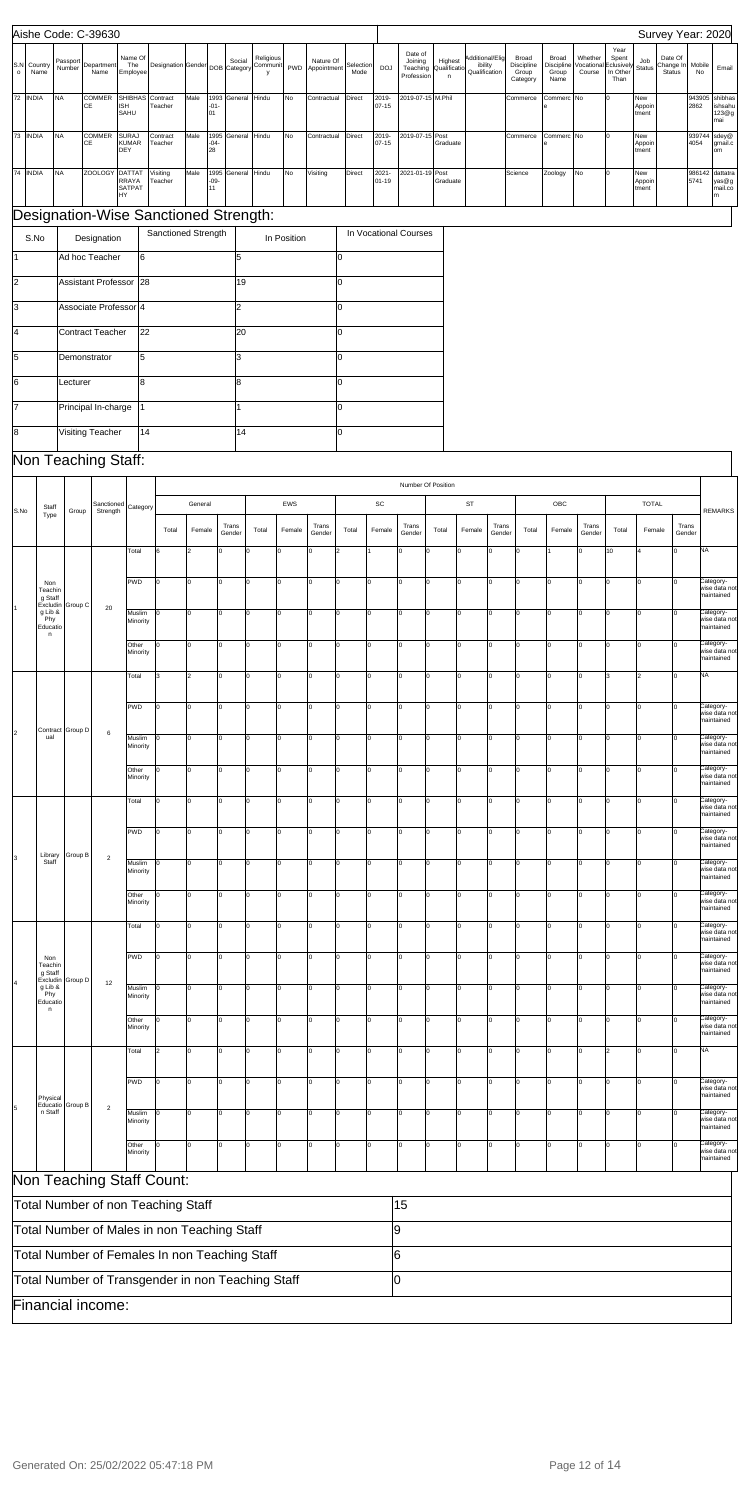| S.No | Country Name | Passport Number | Department Name | Name Of The Employee | Designation | Gender | DOB | Social Category | Religious Community | PWD | Nature Of Appointment | Selection Mode | DOJ | Date of Joining Teaching Profession | Highest Qualification | Additional/Eligibility Qualification | Broad Discipline Group Category | Broad Discipline Group Name | Whether Vocational Course | Year Spent Eclusively In Other Than | Job Status | Date Of Change In Status | Mobile No | Email |
|---|---|---|---|---|---|---|---|---|---|---|---|---|---|---|---|---|---|---|---|---|---|---|---|---|
| 72 | INDIA | NA | COMMERCE | SHIBHASISH SAHU | Contract Teacher | Male | 1993-01-01 | General | Hindu | No | Contractual | Direct | 2019-07-15 | 2019-07-15 | M.Phil | | Commerce | Commerce | No | 0 | New Appointment | | 9439052862 | shibhasishsahu123@gmail. |
| 73 | INDIA | NA | COMMERCE | SURAJ KUMAR DEY | Contract Teacher | Male | 1995-04-28 | General | Hindu | No | Contractual | Direct | 2019-07-15 | 2019-07-15 | Post Graduate | | Commerce | Commerce | No | 0 | New Appointment | | 9397444054 | sdey@gmail.com |
| 74 | INDIA | NA | ZOOLOGY | DATTATRAYA SATPATHY | Visiting Teacher | Male | 1995-09-11 | General | Hindu | No | Visiting | Direct | 2021-01-19 | 2021-01-19 | Post Graduate | | Science | Zoology | No | 0 | New Appointment | | 9861425741 | dattatraya@gmail.com |

## Designation-Wise Sanctioned Strength:

| S.No | Designation | Sanctioned Strength | In Position | In Vocational Courses |
|---|---|---|---|---|
| 1 | Ad hoc Teacher | 6 | 5 | 0 |
| 2 | Assistant Professor | 28 | 19 | 0 |
| 3 | Associate Professor | 4 | 2 | 0 |
| 4 | Contract Teacher | 22 | 20 | 0 |
| 5 | Demonstrator | 5 | 3 | 0 |
| 6 | Lecturer | 8 | 8 | 0 |
| 7 | Principal In-charge | 1 | 1 | 0 |
| 8 | Visiting Teacher | 14 | 14 | 0 |

## Non Teaching Staff:

| S.No | Staff Type | Group | Sanctioned Strength | Category | General Total | General Female | General Trans Gender | EWS Total | EWS Female | EWS Trans Gender | SC Total | SC Female | SC Trans Gender | ST Total | ST Female | ST Trans Gender | OBC Total | OBC Female | OBC Trans Gender | TOTAL Total | TOTAL Female | TOTAL Trans Gender | REMARKS |
|---|---|---|---|---|---|---|---|---|---|---|---|---|---|---|---|---|---|---|---|---|---|---|---|
| 1 | Non Teaching Staff Excluding Lib & Phy Education | Group C | 20 | Total | 6 | 2 | 0 | 0 | 0 | 0 | 2 | 1 | 0 | 0 | 0 | 0 | 2 | 1 | 0 | 10 | 4 | 0 | NA |
| | | | | PWD | 0 | 0 | 0 | 0 | 0 | 0 | 0 | 0 | 0 | 0 | 0 | 0 | 0 | 0 | 0 | 0 | 0 | 0 | Category-wise data not maintained |
| | | | | Muslim Minority | 0 | 0 | 0 | 0 | 0 | 0 | 0 | 0 | 0 | 0 | 0 | 0 | 0 | 0 | 0 | 0 | 0 | 0 | Category-wise data not maintained |
| | | | | Other Minority | 0 | 0 | 0 | 0 | 0 | 0 | 0 | 0 | 0 | 0 | 0 | 0 | 0 | 0 | 0 | 0 | 0 | 0 | Category-wise data not maintained |
| 2 | Contractual | Group D | 6 | Total | 3 | 2 | 0 | 0 | 0 | 0 | 0 | 0 | 0 | 0 | 0 | 0 | 0 | 0 | 0 | 3 | 2 | 0 | NA |
| | | | | PWD | 0 | 0 | 0 | 0 | 0 | 0 | 0 | 0 | 0 | 0 | 0 | 0 | 0 | 0 | 0 | 0 | 0 | 0 | Category-wise data not maintained |
| | | | | Muslim Minority | 0 | 0 | 0 | 0 | 0 | 0 | 0 | 0 | 0 | 0 | 0 | 0 | 0 | 0 | 0 | 0 | 0 | 0 | Category-wise data not maintained |
| | | | | Other Minority | 0 | 0 | 0 | 0 | 0 | 0 | 0 | 0 | 0 | 0 | 0 | 0 | 0 | 0 | 0 | 0 | 0 | 0 | Category-wise data not maintained |
| 3 | Library Staff | Group B | 2 | Total | 0 | 0 | 0 | 0 | 0 | 0 | 0 | 0 | 0 | 0 | 0 | 0 | 0 | 0 | 0 | 0 | 0 | 0 | Category-wise data not maintained |
| | | | | PWD | 0 | 0 | 0 | 0 | 0 | 0 | 0 | 0 | 0 | 0 | 0 | 0 | 0 | 0 | 0 | 0 | 0 | 0 | Category-wise data not maintained |
| | | | | Muslim Minority | 0 | 0 | 0 | 0 | 0 | 0 | 0 | 0 | 0 | 0 | 0 | 0 | 0 | 0 | 0 | 0 | 0 | 0 | Category-wise data not maintained |
| | | | | Other Minority | 0 | 0 | 0 | 0 | 0 | 0 | 0 | 0 | 0 | 0 | 0 | 0 | 0 | 0 | 0 | 0 | 0 | 0 | Category-wise data not maintained |
| 4 | Non Teaching Staff Excluding Lib & Phy Education | Group D | 12 | Total | 0 | 0 | 0 | 0 | 0 | 0 | 0 | 0 | 0 | 0 | 0 | 0 | 0 | 0 | 0 | 0 | 0 | 0 | Category-wise data not maintained |
| | | | | PWD | 0 | 0 | 0 | 0 | 0 | 0 | 0 | 0 | 0 | 0 | 0 | 0 | 0 | 0 | 0 | 0 | 0 | 0 | Category-wise data not maintained |
| | | | | Muslim Minority | 0 | 0 | 0 | 0 | 0 | 0 | 0 | 0 | 0 | 0 | 0 | 0 | 0 | 0 | 0 | 0 | 0 | 0 | Category-wise data not maintained |
| | | | | Other Minority | 0 | 0 | 0 | 0 | 0 | 0 | 0 | 0 | 0 | 0 | 0 | 0 | 0 | 0 | 0 | 0 | 0 | 0 | Category-wise data not maintained |
| 5 | Physical Education Staff | Group B | 2 | Total | 2 | 0 | 0 | 0 | 0 | 0 | 0 | 0 | 0 | 0 | 0 | 0 | 0 | 0 | 0 | 2 | 0 | 0 | NA |
| | | | | PWD | 0 | 0 | 0 | 0 | 0 | 0 | 0 | 0 | 0 | 0 | 0 | 0 | 0 | 0 | 0 | 0 | 0 | 0 | Category-wise data not maintained |
| | | | | Muslim Minority | 0 | 0 | 0 | 0 | 0 | 0 | 0 | 0 | 0 | 0 | 0 | 0 | 0 | 0 | 0 | 0 | 0 | 0 | Category-wise data not maintained |
| | | | | Other Minority | 0 | 0 | 0 | 0 | 0 | 0 | 0 | 0 | 0 | 0 | 0 | 0 | 0 | 0 | 0 | 0 | 0 | 0 | Category-wise data not maintained |

## Non Teaching Staff Count:

| | |
|---|---|
| Total Number of non Teaching Staff | 15 |
| Total Number of Males in non Teaching Staff | 9 |
| Total Number of Females In non Teaching Staff | 6 |
| Total Number of Transgender in non Teaching Staff | 0 |

## Financial income: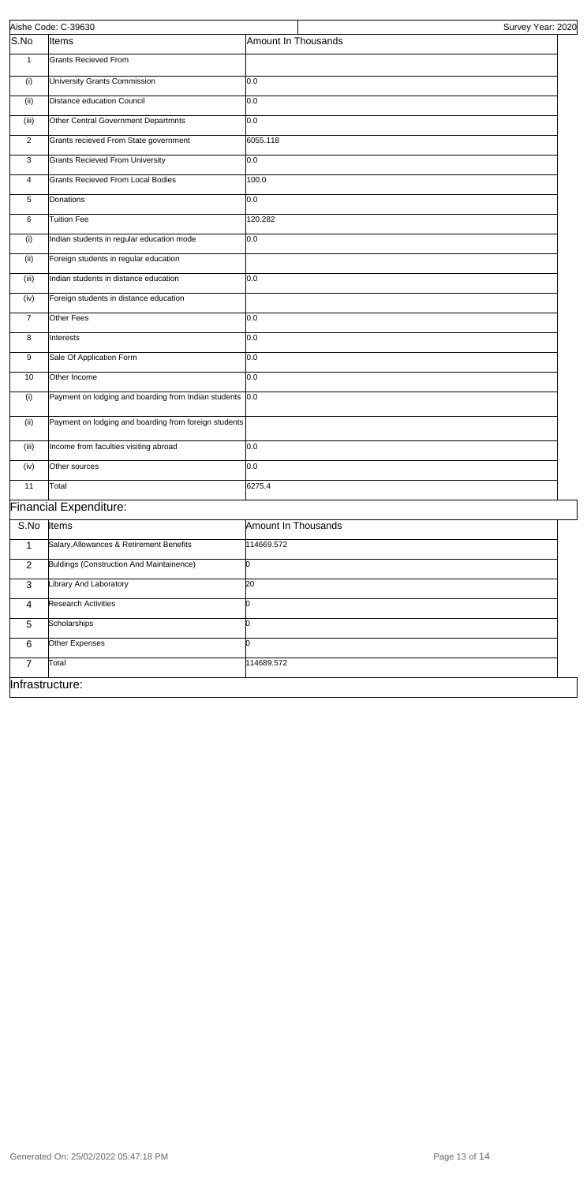Aishe Code: C-39630 | Survey Year: 2020

| S.No | Items | Amount In Thousands |
|---|---|---|
| 1 | Grants Recieved From | |
| (i) | University Grants Commission | 0.0 |
| (ii) | Distance education Council | 0.0 |
| (iii) | Other Central Government Departmnts | 0.0 |
| 2 | Grants recieved From State government | 6055.118 |
| 3 | Grants Recieved From University | 0.0 |
| 4 | Grants Recieved From Local Bodies | 100.0 |
| 5 | Donations | 0.0 |
| 6 | Tuition Fee | 120.282 |
| (i) | Indian students in regular education mode | 0.0 |
| (ii) | Foreign students in regular education | |
| (iii) | Indian students in distance education | 0.0 |
| (iv) | Foreign students in distance education | |
| 7 | Other Fees | 0.0 |
| 8 | Interests | 0.0 |
| 9 | Sale Of Application Form | 0.0 |
| 10 | Other Income | 0.0 |
| (i) | Payment on lodging and boarding from Indian students | 0.0 |
| (ii) | Payment on lodging and boarding from foreign students | |
| (iii) | Income from faculties visiting abroad | 0.0 |
| (iv) | Other sources | 0.0 |
| 11 | Total | 6275.4 |

## Financial Expenditure:

| S.No | Items | Amount In Thousands |
|---|---|---|
| 1 | Salary,Allowances & Retirement Benefits | 114669.572 |
| 2 | Buldings (Construction And Maintainence) | 0 |
| 3 | Library And Laboratory | 20 |
| 4 | Research Activities | 0 |
| 5 | Scholarships | 0 |
| 6 | Other Expenses | 0 |
| 7 | Total | 114689.572 |

## Infrastructure: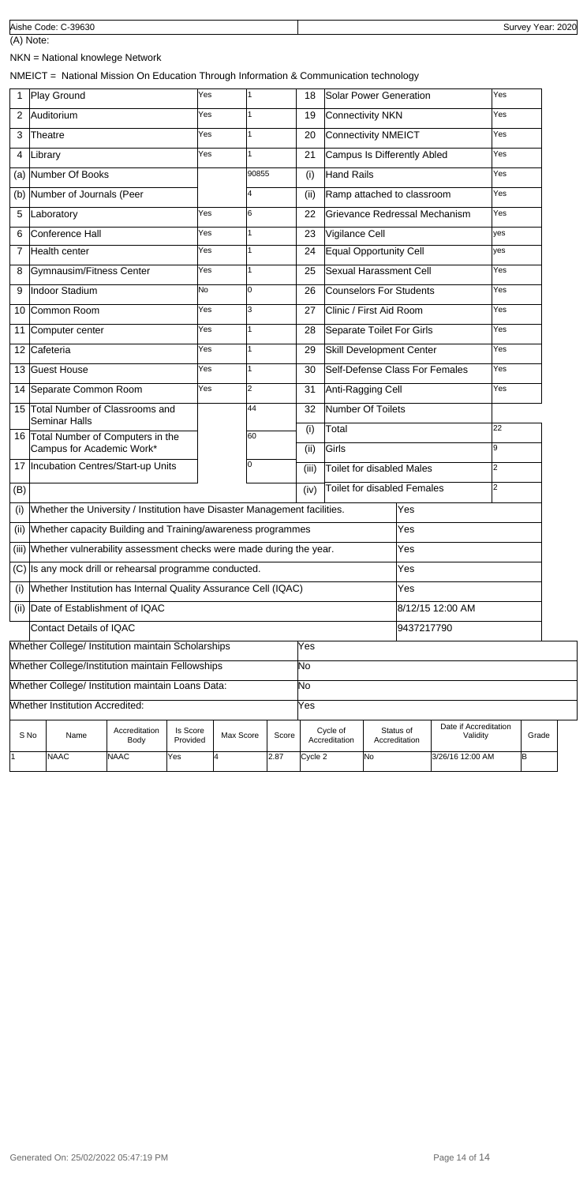(A) Note:

NKN = National knowlege Network

NMEICT = National Mission On Education Through Information & Communication technology

| | | | | | | | |
|---|---|---|---|---|---|---|---|
| 1 | Play Ground | Yes | 1 | 18 | Solar Power Generation | Yes | |
| 2 | Auditorium | Yes | 1 | 19 | Connectivity NKN | Yes | |
| 3 | Theatre | Yes | 1 | 20 | Connectivity NMEICT | Yes | |
| 4 | Library | Yes | 1 | 21 | Campus Is Differently Abled | Yes | |
| (a) | Number Of Books | | 90855 | (i) | Hand Rails | Yes | |
| (b) | Number of Journals (Peer | | 4 | (ii) | Ramp attached to classroom | Yes | |
| 5 | Laboratory | Yes | 6 | 22 | Grievance Redressal Mechanism | Yes | |
| 6 | Conference Hall | Yes | 1 | 23 | Vigilance Cell | yes | |
| 7 | Health center | Yes | 1 | 24 | Equal Opportunity Cell | yes | |
| 8 | Gymnausim/Fitness Center | Yes | 1 | 25 | Sexual Harassment Cell | Yes | |
| 9 | Indoor Stadium | No | 0 | 26 | Counselors For Students | Yes | |
| 10 | Common Room | Yes | 3 | 27 | Clinic / First Aid Room | Yes | |
| 11 | Computer center | Yes | 1 | 28 | Separate Toilet For Girls | Yes | |
| 12 | Cafeteria | Yes | 1 | 29 | Skill Development Center | Yes | |
| 13 | Guest House | Yes | 1 | 30 | Self-Defense Class For Females | Yes | |
| 14 | Separate Common Room | Yes | 2 | 31 | Anti-Ragging Cell | Yes | |
| 15 | Total Number of Classrooms and Seminar Halls | | 44 | 32 | Number Of Toilets | | |
| 16 | Total Number of Computers in the Campus for Academic Work* | | 60 | (i) | Total | 22 | |
| | | | | (ii) | Girls | 9 | |
| 17 | Incubation Centres/Start-up Units | | 0 | (iii) | Toilet for disabled Males | 2 | |
| (B) | | | | (iv) | Toilet for disabled Females | 2 | |

| | | |
|---|---|---|
| (i) | Whether the University / Institution have Disaster Management facilities. | Yes |
| (ii) | Whether capacity Building and Training/awareness programmes | Yes |
| (iii) | Whether vulnerability assessment checks were made during the year. | Yes |
| (C) | Is any mock drill or rehearsal programme conducted. | Yes |
| (i) | Whether Institution has Internal Quality Assurance Cell (IQAC) | Yes |
| (ii) | Date of Establishment of IQAC | 8/12/15 12:00 AM |
| | Contact Details of IQAC | 9437217790 |

| | |
|---|---|
| Whether College/ Institution maintain Scholarships | Yes |
| Whether College/Institution maintain Fellowships | No |
| Whether College/ Institution maintain Loans Data: | No |
| Whether Institution Accredited: | Yes |

| S No | Name | Accreditation Body | Is Score Provided | Max Score | Score | Cycle of Accreditation | Status of Accreditation | Date if Accreditation Validity | Grade |
|---|---|---|---|---|---|---|---|---|---|
| 1 | NAAC | NAAC | Yes | 4 | 2.87 | Cycle 2 | No | 3/26/16 12:00 AM | B |